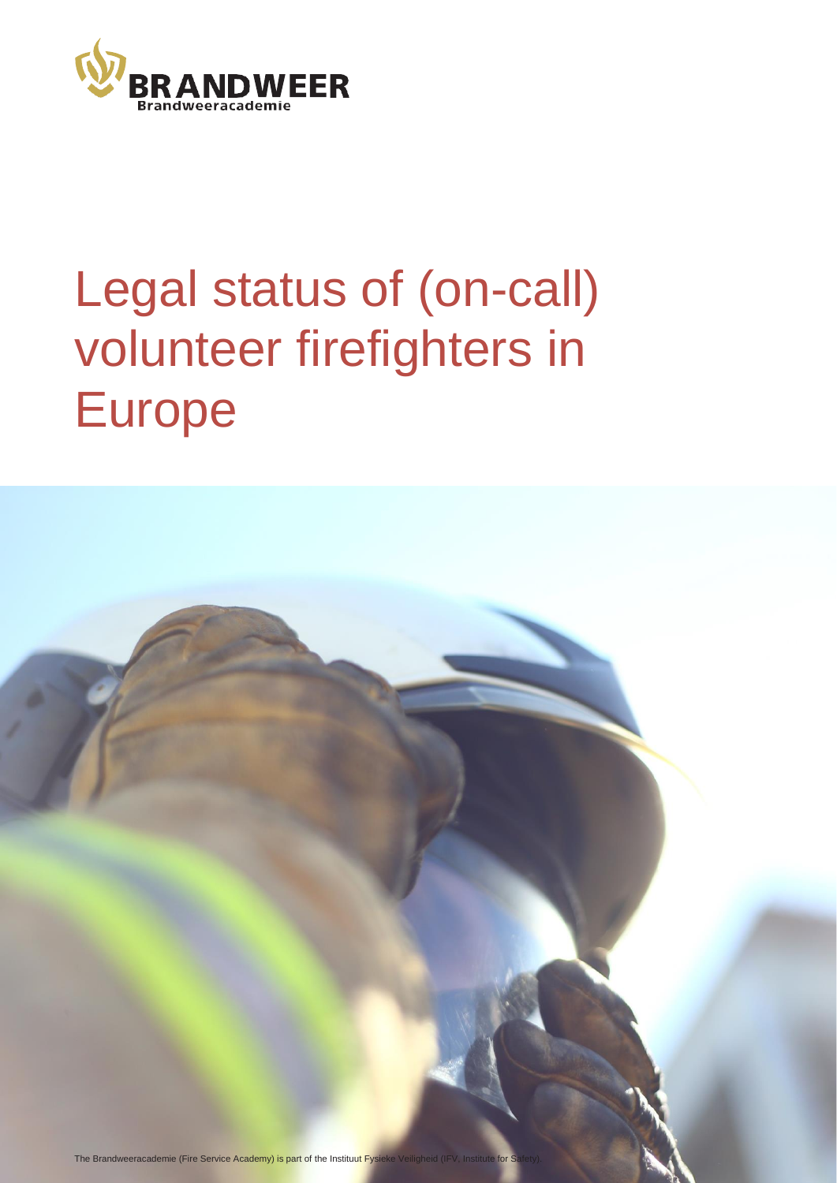BRANDWEER

Brandweeracademie

# Legal status of (on-call) volunteer firefighters in Europe

The Brandweeracademie (Fire Service Academy) is part of the Instituut Fysieke Veiligheid (IFV, Institute for Safety).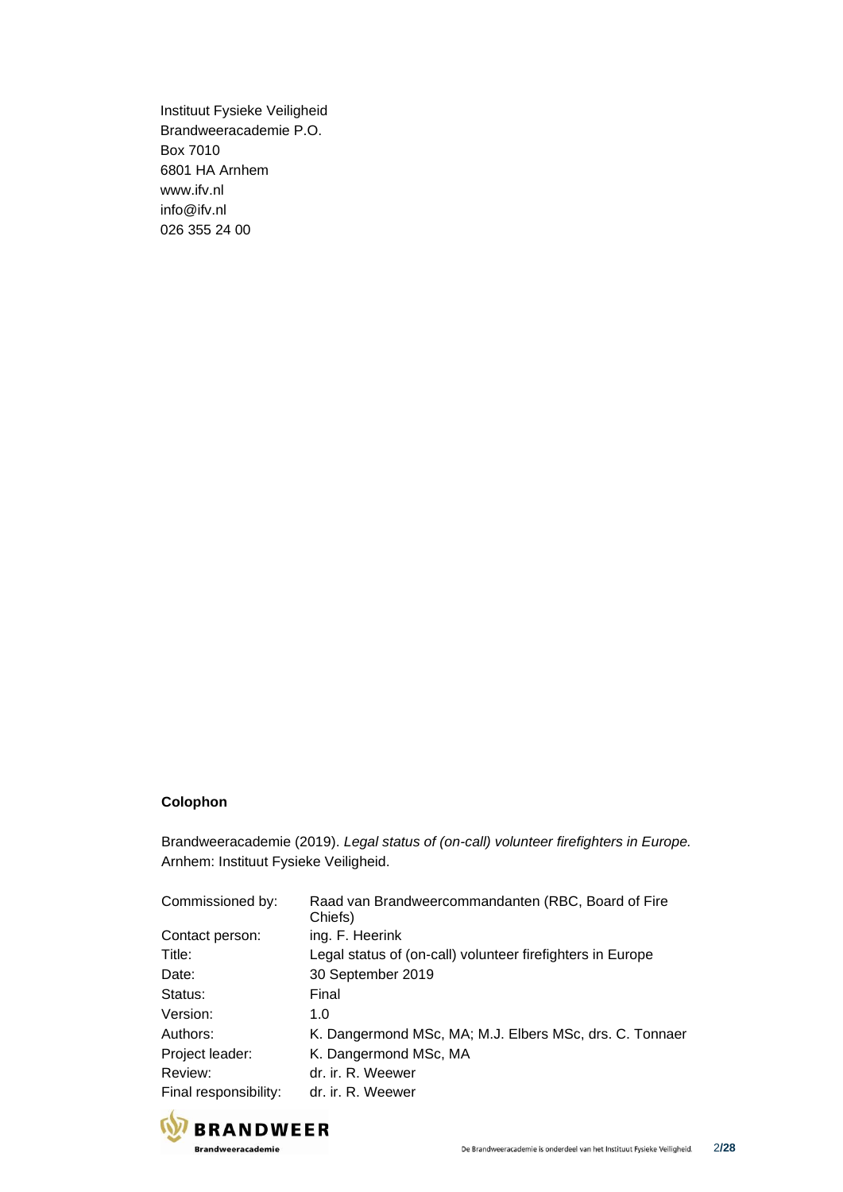Instituut Fysieke Veiligheid
Brandweeracademie P.O.
Box 7010
6801 HA Arnhem
www.ifv.nl
info@ifv.nl
026 355 24 00

**Colophon**

Brandweeracademie (2019). *Legal status of (on-call) volunteer firefighters in Europe.* Arnhem: Instituut Fysieke Veiligheid.

| | |
|---|---|
| Commissioned by: | Raad van Brandweercommandanten (RBC, Board of Fire Chiefs) |
| Contact person: | ing. F. Heerink |
| Title: | Legal status of (on-call) volunteer firefighters in Europe |
| Date: | 30 September 2019 |
| Status: | Final |
| Version: | 1.0 |
| Authors: | K. Dangermond MSc, MA; M.J. Elbers MSc, drs. C. Tonnaer |
| Project leader: | K. Dangermond MSc, MA |
| Review: | dr. ir. R. Weewer |
| Final responsibility: | dr. ir. R. Weewer |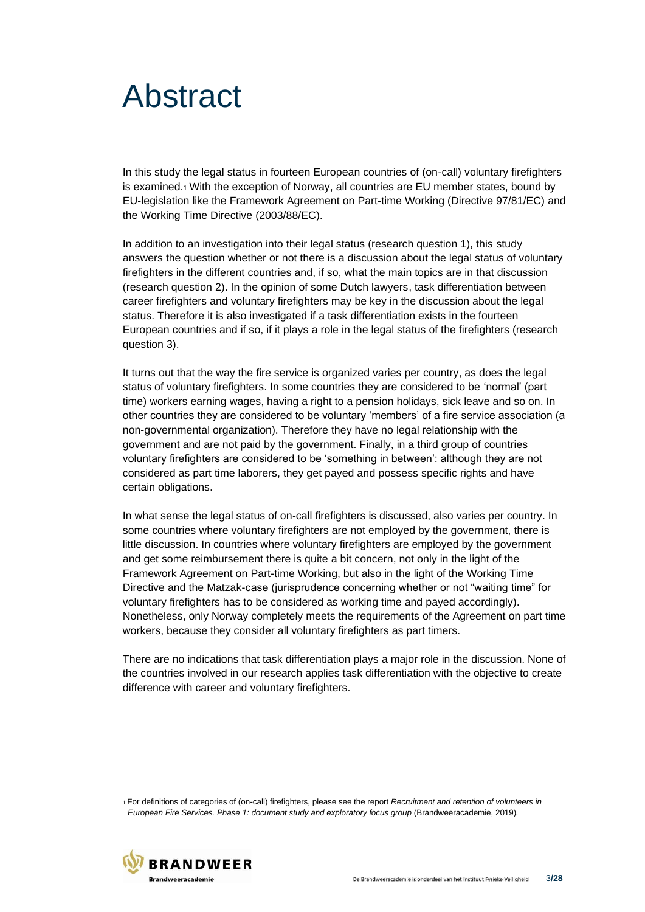# Abstract

In this study the legal status in fourteen European countries of (on-call) voluntary firefighters is examined.[1] With the exception of Norway, all countries are EU member states, bound by EU-legislation like the Framework Agreement on Part-time Working (Directive 97/81/EC) and the Working Time Directive (2003/88/EC).

In addition to an investigation into their legal status (research question 1), this study answers the question whether or not there is a discussion about the legal status of voluntary firefighters in the different countries and, if so, what the main topics are in that discussion (research question 2). In the opinion of some Dutch lawyers, task differentiation between career firefighters and voluntary firefighters may be key in the discussion about the legal status. Therefore it is also investigated if a task differentiation exists in the fourteen European countries and if so, if it plays a role in the legal status of the firefighters (research question 3).

It turns out that the way the fire service is organized varies per country, as does the legal status of voluntary firefighters. In some countries they are considered to be 'normal' (part time) workers earning wages, having a right to a pension holidays, sick leave and so on. In other countries they are considered to be voluntary 'members' of a fire service association (a non-governmental organization). Therefore they have no legal relationship with the government and are not paid by the government. Finally, in a third group of countries voluntary firefighters are considered to be 'something in between': although they are not considered as part time laborers, they get payed and possess specific rights and have certain obligations.

In what sense the legal status of on-call firefighters is discussed, also varies per country. In some countries where voluntary firefighters are not employed by the government, there is little discussion. In countries where voluntary firefighters are employed by the government and get some reimbursement there is quite a bit concern, not only in the light of the Framework Agreement on Part-time Working, but also in the light of the Working Time Directive and the Matzak-case (jurisprudence concerning whether or not "waiting time" for voluntary firefighters has to be considered as working time and payed accordingly). Nonetheless, only Norway completely meets the requirements of the Agreement on part time workers, because they consider all voluntary firefighters as part timers.

There are no indications that task differentiation plays a major role in the discussion. None of the countries involved in our research applies task differentiation with the objective to create difference with career and voluntary firefighters.

---

[1] For definitions of categories of (on-call) firefighters, please see the report *Recruitment and retention of volunteers in European Fire Services. Phase 1: document study and exploratory focus group* (Brandweeracademie, 2019).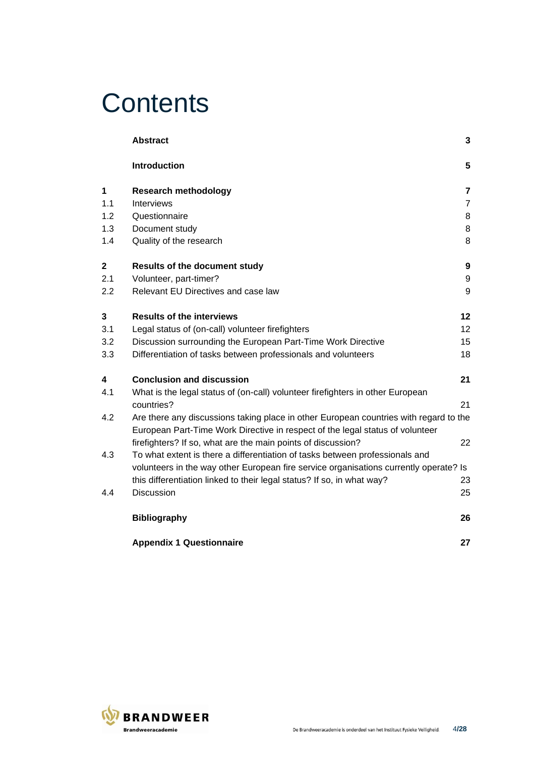# Contents

| | | |
|---|---|---|
| | **Abstract** | **3** |
| | **Introduction** | **5** |
| **1** | **Research methodology** | **7** |
| 1.1 | Interviews | 7 |
| 1.2 | Questionnaire | 8 |
| 1.3 | Document study | 8 |
| 1.4 | Quality of the research | 8 |
| **2** | **Results of the document study** | **9** |
| 2.1 | Volunteer, part-timer? | 9 |
| 2.2 | Relevant EU Directives and case law | 9 |
| **3** | **Results of the interviews** | **12** |
| 3.1 | Legal status of (on-call) volunteer firefighters | 12 |
| 3.2 | Discussion surrounding the European Part-Time Work Directive | 15 |
| 3.3 | Differentiation of tasks between professionals and volunteers | 18 |
| **4** | **Conclusion and discussion** | **21** |
| 4.1 | What is the legal status of (on-call) volunteer firefighters in other European countries? | 21 |
| 4.2 | Are there any discussions taking place in other European countries with regard to the European Part-Time Work Directive in respect of the legal status of volunteer firefighters? If so, what are the main points of discussion? | 22 |
| 4.3 | To what extent is there a differentiation of tasks between professionals and volunteers in the way other European fire service organisations currently operate? Is this differentiation linked to their legal status? If so, in what way? | 23 |
| 4.4 | Discussion | 25 |
| | **Bibliography** | **26** |
| | **Appendix 1 Questionnaire** | **27** |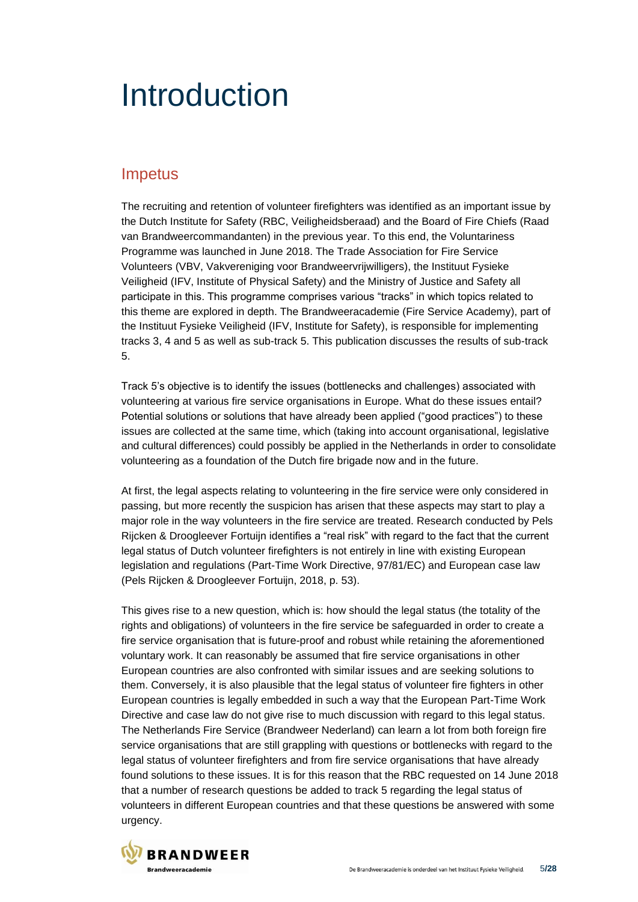# Introduction

## Impetus

The recruiting and retention of volunteer firefighters was identified as an important issue by the Dutch Institute for Safety (RBC, Veiligheidsberaad) and the Board of Fire Chiefs (Raad van Brandweercommandanten) in the previous year. To this end, the Voluntariness Programme was launched in June 2018. The Trade Association for Fire Service Volunteers (VBV, Vakvereniging voor Brandweervrijwilligers), the Instituut Fysieke Veiligheid (IFV, Institute of Physical Safety) and the Ministry of Justice and Safety all participate in this. This programme comprises various "tracks" in which topics related to this theme are explored in depth. The Brandweeracademie (Fire Service Academy), part of the Instituut Fysieke Veiligheid (IFV, Institute for Safety), is responsible for implementing tracks 3, 4 and 5 as well as sub-track 5. This publication discusses the results of sub-track 5.

Track 5's objective is to identify the issues (bottlenecks and challenges) associated with volunteering at various fire service organisations in Europe. What do these issues entail? Potential solutions or solutions that have already been applied ("good practices") to these issues are collected at the same time, which (taking into account organisational, legislative and cultural differences) could possibly be applied in the Netherlands in order to consolidate volunteering as a foundation of the Dutch fire brigade now and in the future.

At first, the legal aspects relating to volunteering in the fire service were only considered in passing, but more recently the suspicion has arisen that these aspects may start to play a major role in the way volunteers in the fire service are treated. Research conducted by Pels Rijcken & Droogleever Fortuijn identifies a "real risk" with regard to the fact that the current legal status of Dutch volunteer firefighters is not entirely in line with existing European legislation and regulations (Part-Time Work Directive, 97/81/EC) and European case law (Pels Rijcken & Droogleever Fortuijn, 2018, p. 53).

This gives rise to a new question, which is: how should the legal status (the totality of the rights and obligations) of volunteers in the fire service be safeguarded in order to create a fire service organisation that is future-proof and robust while retaining the aforementioned voluntary work. It can reasonably be assumed that fire service organisations in other European countries are also confronted with similar issues and are seeking solutions to them. Conversely, it is also plausible that the legal status of volunteer fire fighters in other European countries is legally embedded in such a way that the European Part-Time Work Directive and case law do not give rise to much discussion with regard to this legal status. The Netherlands Fire Service (Brandweer Nederland) can learn a lot from both foreign fire service organisations that are still grappling with questions or bottlenecks with regard to the legal status of volunteer firefighters and from fire service organisations that have already found solutions to these issues. It is for this reason that the RBC requested on 14 June 2018 that a number of research questions be added to track 5 regarding the legal status of volunteers in different European countries and that these questions be answered with some urgency.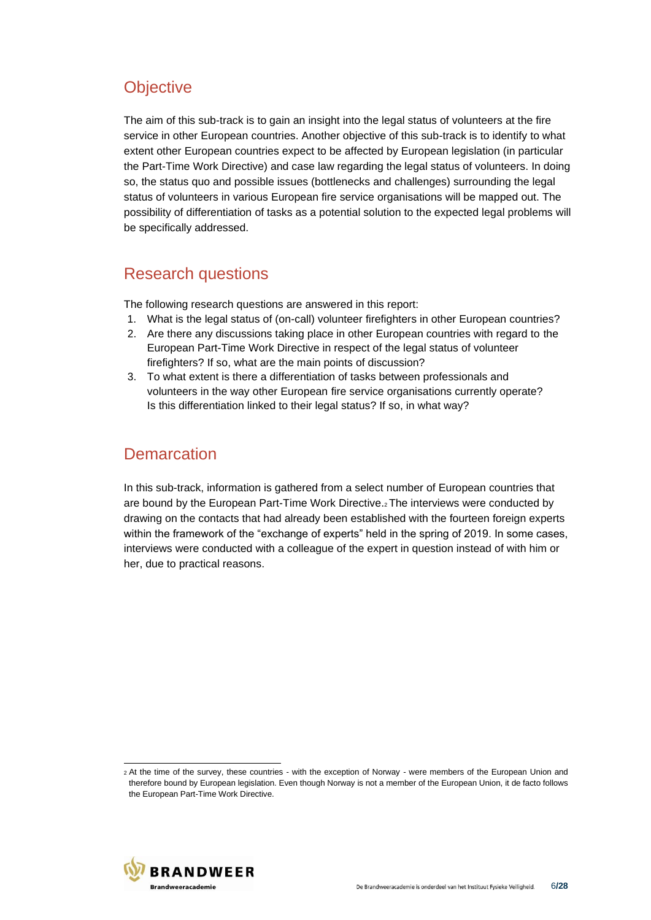## Objective

The aim of this sub-track is to gain an insight into the legal status of volunteers at the fire service in other European countries. Another objective of this sub-track is to identify to what extent other European countries expect to be affected by European legislation (in particular the Part-Time Work Directive) and case law regarding the legal status of volunteers. In doing so, the status quo and possible issues (bottlenecks and challenges) surrounding the legal status of volunteers in various European fire service organisations will be mapped out. The possibility of differentiation of tasks as a potential solution to the expected legal problems will be specifically addressed.

## Research questions

The following research questions are answered in this report:

1. What is the legal status of (on-call) volunteer firefighters in other European countries?
2. Are there any discussions taking place in other European countries with regard to the European Part-Time Work Directive in respect of the legal status of volunteer firefighters? If so, what are the main points of discussion?
3. To what extent is there a differentiation of tasks between professionals and volunteers in the way other European fire service organisations currently operate? Is this differentiation linked to their legal status? If so, in what way?

## Demarcation

In this sub-track, information is gathered from a select number of European countries that are bound by the European Part-Time Work Directive.[2] The interviews were conducted by drawing on the contacts that had already been established with the fourteen foreign experts within the framework of the “exchange of experts” held in the spring of 2019. In some cases, interviews were conducted with a colleague of the expert in question instead of with him or her, due to practical reasons.

---

[2] At the time of the survey, these countries - with the exception of Norway - were members of the European Union and therefore bound by European legislation. Even though Norway is not a member of the European Union, it de facto follows the European Part-Time Work Directive.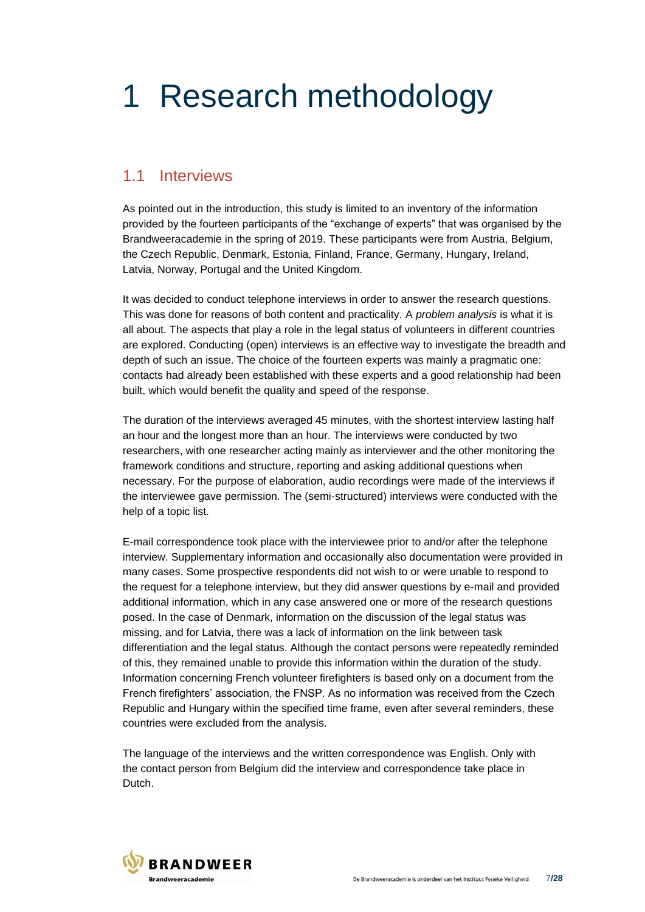# 1 Research methodology

## 1.1 Interviews

As pointed out in the introduction, this study is limited to an inventory of the information provided by the fourteen participants of the "exchange of experts" that was organised by the Brandweeracademie in the spring of 2019. These participants were from Austria, Belgium, the Czech Republic, Denmark, Estonia, Finland, France, Germany, Hungary, Ireland, Latvia, Norway, Portugal and the United Kingdom.

It was decided to conduct telephone interviews in order to answer the research questions. This was done for reasons of both content and practicality. A *problem analysis* is what it is all about. The aspects that play a role in the legal status of volunteers in different countries are explored. Conducting (open) interviews is an effective way to investigate the breadth and depth of such an issue. The choice of the fourteen experts was mainly a pragmatic one: contacts had already been established with these experts and a good relationship had been built, which would benefit the quality and speed of the response.

The duration of the interviews averaged 45 minutes, with the shortest interview lasting half an hour and the longest more than an hour. The interviews were conducted by two researchers, with one researcher acting mainly as interviewer and the other monitoring the framework conditions and structure, reporting and asking additional questions when necessary. For the purpose of elaboration, audio recordings were made of the interviews if the interviewee gave permission. The (semi-structured) interviews were conducted with the help of a topic list.

E-mail correspondence took place with the interviewee prior to and/or after the telephone interview. Supplementary information and occasionally also documentation were provided in many cases. Some prospective respondents did not wish to or were unable to respond to the request for a telephone interview, but they did answer questions by e-mail and provided additional information, which in any case answered one or more of the research questions posed. In the case of Denmark, information on the discussion of the legal status was missing, and for Latvia, there was a lack of information on the link between task differentiation and the legal status. Although the contact persons were repeatedly reminded of this, they remained unable to provide this information within the duration of the study. Information concerning French volunteer firefighters is based only on a document from the French firefighters' association, the FNSP. As no information was received from the Czech Republic and Hungary within the specified time frame, even after several reminders, these countries were excluded from the analysis.

The language of the interviews and the written correspondence was English. Only with the contact person from Belgium did the interview and correspondence take place in Dutch.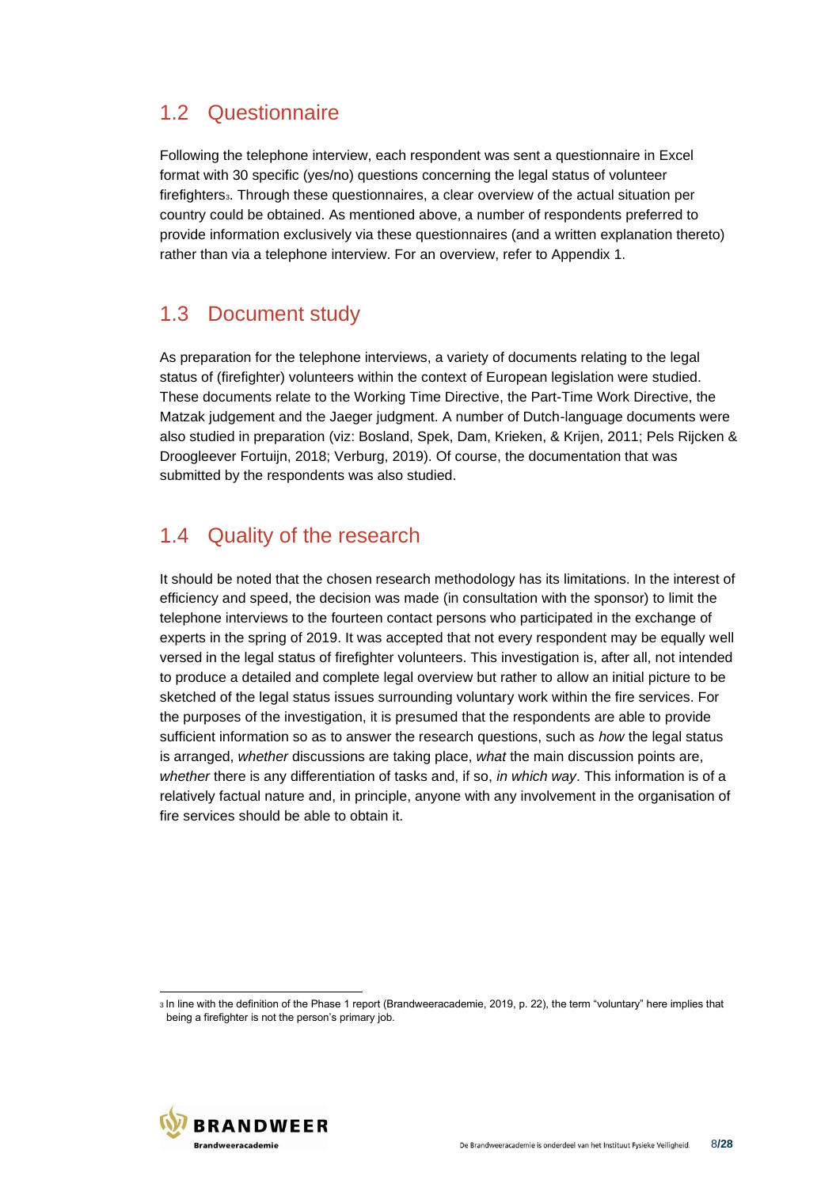## 1.2 Questionnaire

Following the telephone interview, each respondent was sent a questionnaire in Excel format with 30 specific (yes/no) questions concerning the legal status of volunteer firefighters[3]. Through these questionnaires, a clear overview of the actual situation per country could be obtained. As mentioned above, a number of respondents preferred to provide information exclusively via these questionnaires (and a written explanation thereto) rather than via a telephone interview. For an overview, refer to Appendix 1.

## 1.3 Document study

As preparation for the telephone interviews, a variety of documents relating to the legal status of (firefighter) volunteers within the context of European legislation were studied. These documents relate to the Working Time Directive, the Part-Time Work Directive, the Matzak judgement and the Jaeger judgment. A number of Dutch-language documents were also studied in preparation (viz: Bosland, Spek, Dam, Krieken, & Krijen, 2011; Pels Rijcken & Droogleever Fortuijn, 2018; Verburg, 2019). Of course, the documentation that was submitted by the respondents was also studied.

## 1.4 Quality of the research

It should be noted that the chosen research methodology has its limitations. In the interest of efficiency and speed, the decision was made (in consultation with the sponsor) to limit the telephone interviews to the fourteen contact persons who participated in the exchange of experts in the spring of 2019. It was accepted that not every respondent may be equally well versed in the legal status of firefighter volunteers. This investigation is, after all, not intended to produce a detailed and complete legal overview but rather to allow an initial picture to be sketched of the legal status issues surrounding voluntary work within the fire services. For the purposes of the investigation, it is presumed that the respondents are able to provide sufficient information so as to answer the research questions, such as *how* the legal status is arranged, *whether* discussions are taking place, *what* the main discussion points are, *whether* there is any differentiation of tasks and, if so, *in which way*. This information is of a relatively factual nature and, in principle, anyone with any involvement in the organisation of fire services should be able to obtain it.

---

[3] In line with the definition of the Phase 1 report (Brandweeracademie, 2019, p. 22), the term "voluntary" here implies that being a firefighter is not the person's primary job.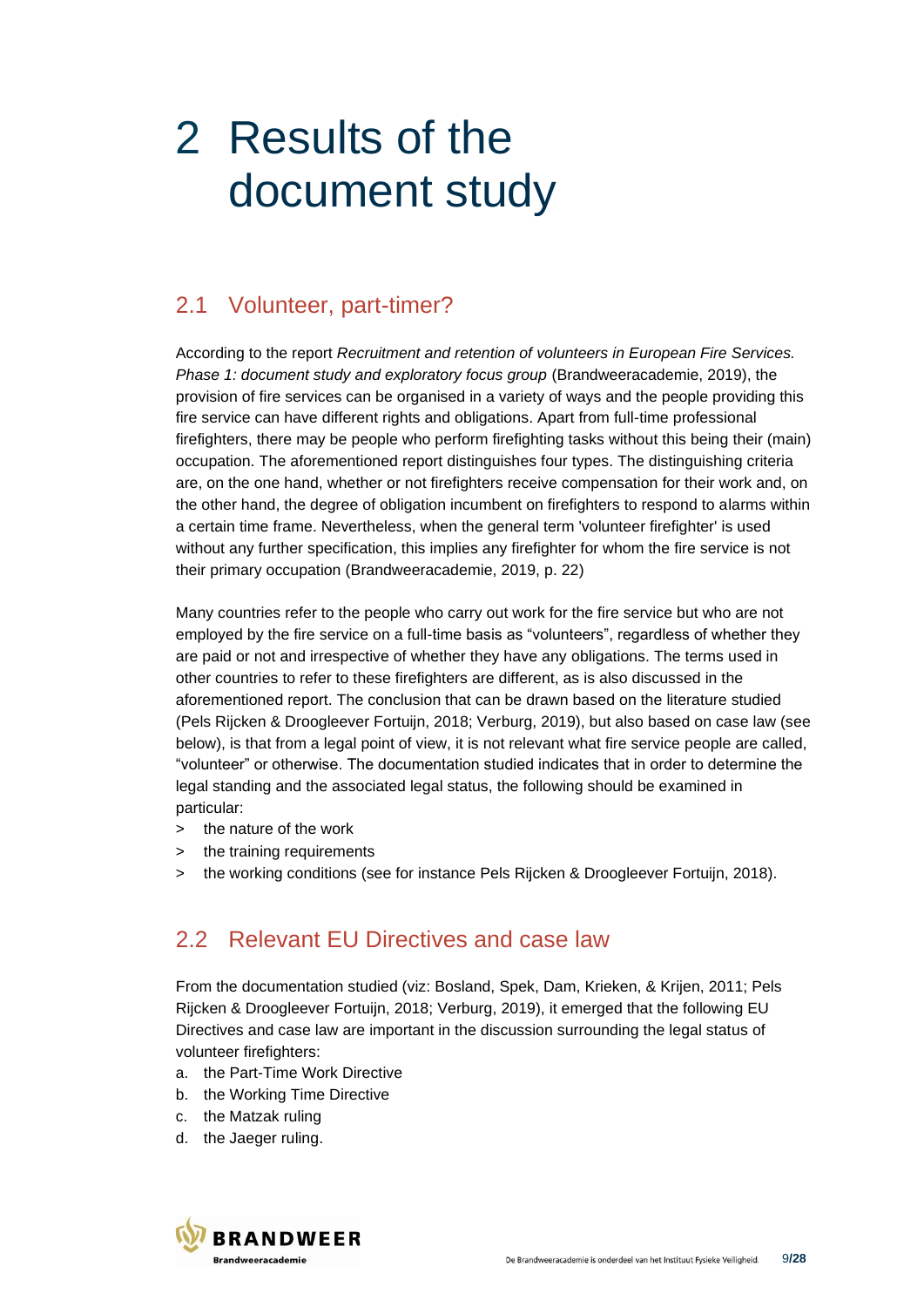# 2 Results of the document study

## 2.1 Volunteer, part-timer?

According to the report *Recruitment and retention of volunteers in European Fire Services. Phase 1: document study and exploratory focus group* (Brandweeracademie, 2019), the provision of fire services can be organised in a variety of ways and the people providing this fire service can have different rights and obligations. Apart from full-time professional firefighters, there may be people who perform firefighting tasks without this being their (main) occupation. The aforementioned report distinguishes four types. The distinguishing criteria are, on the one hand, whether or not firefighters receive compensation for their work and, on the other hand, the degree of obligation incumbent on firefighters to respond to alarms within a certain time frame. Nevertheless, when the general term 'volunteer firefighter' is used without any further specification, this implies any firefighter for whom the fire service is not their primary occupation (Brandweeracademie, 2019, p. 22)

Many countries refer to the people who carry out work for the fire service but who are not employed by the fire service on a full-time basis as "volunteers", regardless of whether they are paid or not and irrespective of whether they have any obligations. The terms used in other countries to refer to these firefighters are different, as is also discussed in the aforementioned report. The conclusion that can be drawn based on the literature studied (Pels Rijcken & Droogleever Fortuijn, 2018; Verburg, 2019), but also based on case law (see below), is that from a legal point of view, it is not relevant what fire service people are called, "volunteer" or otherwise. The documentation studied indicates that in order to determine the legal standing and the associated legal status, the following should be examined in particular:

- the nature of the work
- the training requirements
- the working conditions (see for instance Pels Rijcken & Droogleever Fortuijn, 2018).

## 2.2 Relevant EU Directives and case law

From the documentation studied (viz: Bosland, Spek, Dam, Krieken, & Krijen, 2011; Pels Rijcken & Droogleever Fortuijn, 2018; Verburg, 2019), it emerged that the following EU Directives and case law are important in the discussion surrounding the legal status of volunteer firefighters:

a. the Part-Time Work Directive
b. the Working Time Directive
c. the Matzak ruling
d. the Jaeger ruling.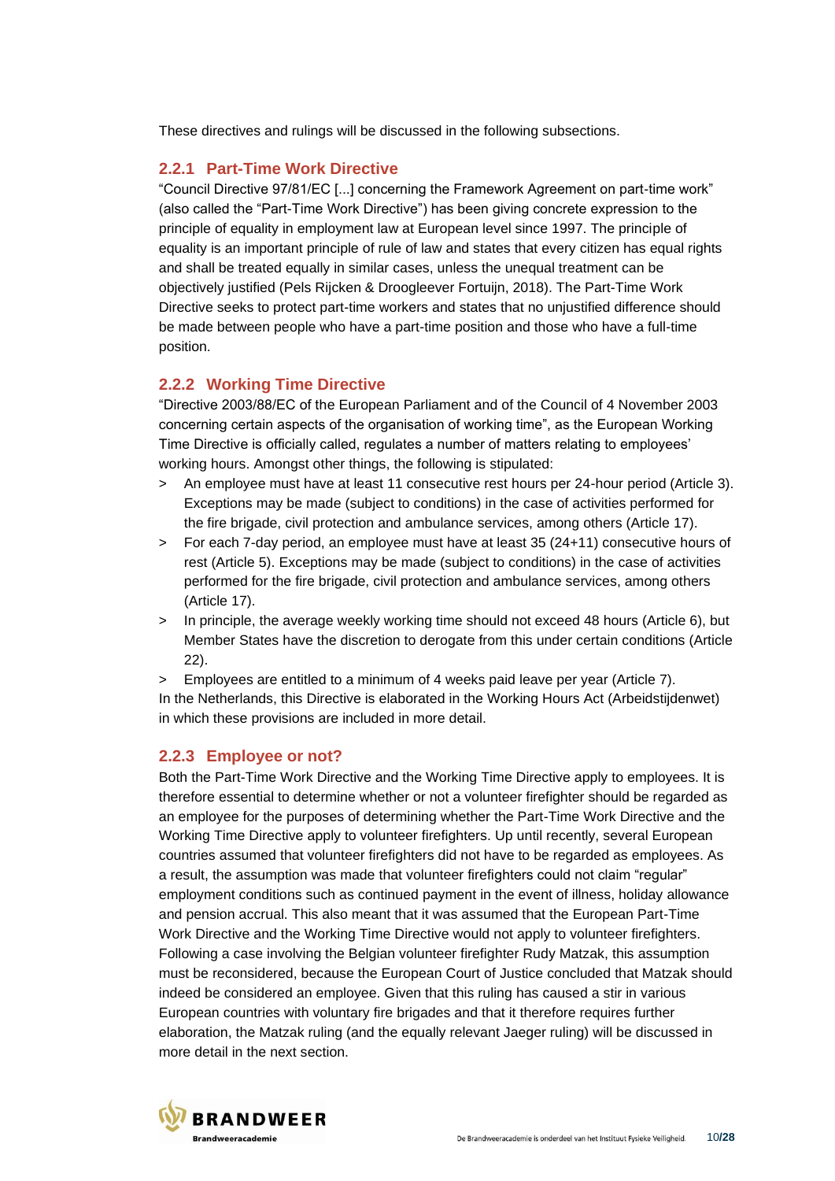These directives and rulings will be discussed in the following subsections.

### 2.2.1 Part-Time Work Directive

"Council Directive 97/81/EC [...] concerning the Framework Agreement on part-time work" (also called the "Part-Time Work Directive") has been giving concrete expression to the principle of equality in employment law at European level since 1997. The principle of equality is an important principle of rule of law and states that every citizen has equal rights and shall be treated equally in similar cases, unless the unequal treatment can be objectively justified (Pels Rijcken & Droogleever Fortuijn, 2018). The Part-Time Work Directive seeks to protect part-time workers and states that no unjustified difference should be made between people who have a part-time position and those who have a full-time position.

### 2.2.2 Working Time Directive

"Directive 2003/88/EC of the European Parliament and of the Council of 4 November 2003 concerning certain aspects of the organisation of working time", as the European Working Time Directive is officially called, regulates a number of matters relating to employees' working hours. Amongst other things, the following is stipulated:

- An employee must have at least 11 consecutive rest hours per 24-hour period (Article 3). Exceptions may be made (subject to conditions) in the case of activities performed for the fire brigade, civil protection and ambulance services, among others (Article 17).
- For each 7-day period, an employee must have at least 35 (24+11) consecutive hours of rest (Article 5). Exceptions may be made (subject to conditions) in the case of activities performed for the fire brigade, civil protection and ambulance services, among others (Article 17).
- In principle, the average weekly working time should not exceed 48 hours (Article 6), but Member States have the discretion to derogate from this under certain conditions (Article 22).
- Employees are entitled to a minimum of 4 weeks paid leave per year (Article 7).

In the Netherlands, this Directive is elaborated in the Working Hours Act (Arbeidstijdenwet) in which these provisions are included in more detail.

### 2.2.3 Employee or not?

Both the Part-Time Work Directive and the Working Time Directive apply to employees. It is therefore essential to determine whether or not a volunteer firefighter should be regarded as an employee for the purposes of determining whether the Part-Time Work Directive and the Working Time Directive apply to volunteer firefighters. Up until recently, several European countries assumed that volunteer firefighters did not have to be regarded as employees. As a result, the assumption was made that volunteer firefighters could not claim "regular" employment conditions such as continued payment in the event of illness, holiday allowance and pension accrual. This also meant that it was assumed that the European Part-Time Work Directive and the Working Time Directive would not apply to volunteer firefighters. Following a case involving the Belgian volunteer firefighter Rudy Matzak, this assumption must be reconsidered, because the European Court of Justice concluded that Matzak should indeed be considered an employee. Given that this ruling has caused a stir in various European countries with voluntary fire brigades and that it therefore requires further elaboration, the Matzak ruling (and the equally relevant Jaeger ruling) will be discussed in more detail in the next section.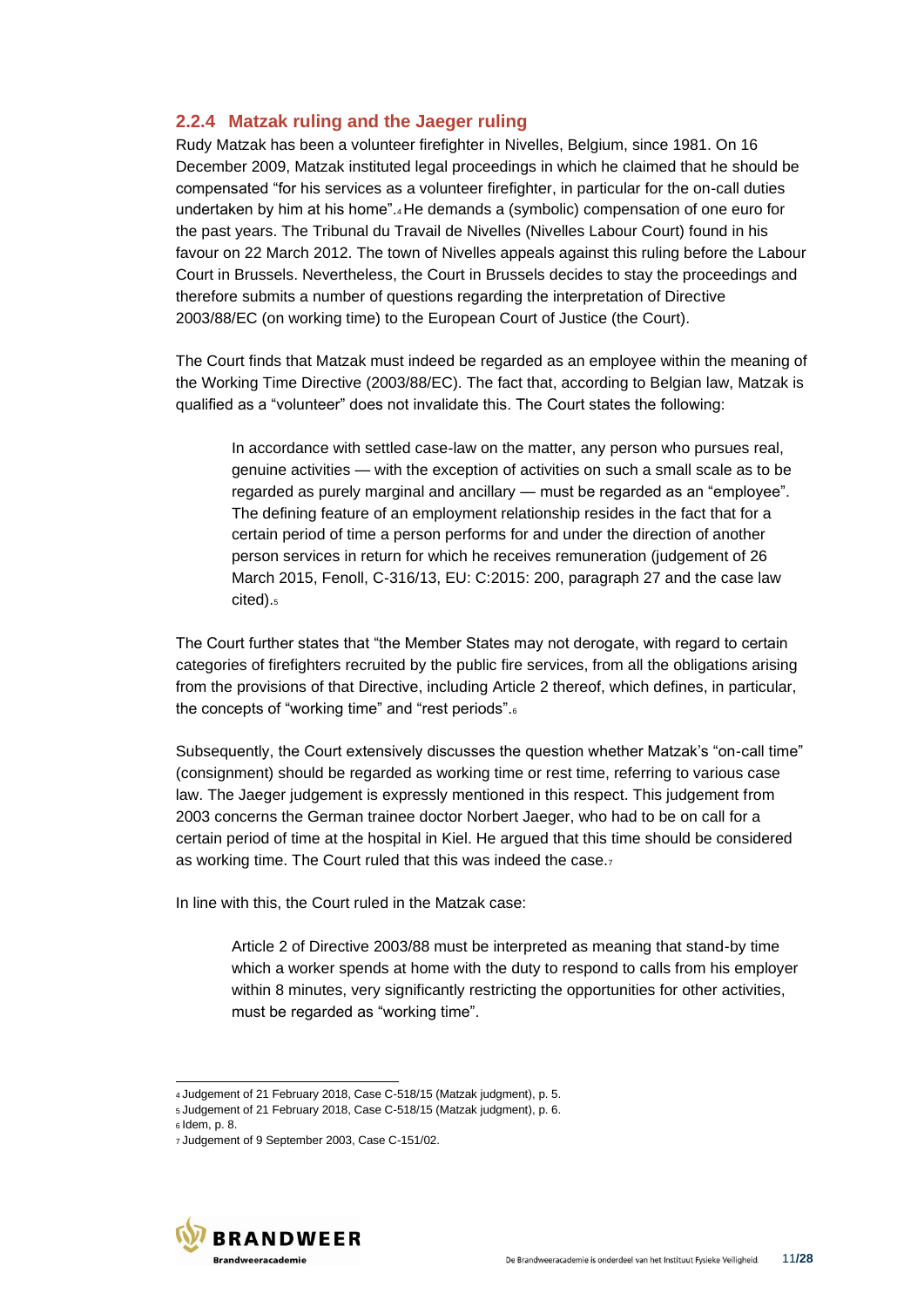### 2.2.4 Matzak ruling and the Jaeger ruling

Rudy Matzak has been a volunteer firefighter in Nivelles, Belgium, since 1981. On 16 December 2009, Matzak instituted legal proceedings in which he claimed that he should be compensated "for his services as a volunteer firefighter, in particular for the on-call duties undertaken by him at his home".[4] He demands a (symbolic) compensation of one euro for the past years. The Tribunal du Travail de Nivelles (Nivelles Labour Court) found in his favour on 22 March 2012. The town of Nivelles appeals against this ruling before the Labour Court in Brussels. Nevertheless, the Court in Brussels decides to stay the proceedings and therefore submits a number of questions regarding the interpretation of Directive 2003/88/EC (on working time) to the European Court of Justice (the Court).

The Court finds that Matzak must indeed be regarded as an employee within the meaning of the Working Time Directive (2003/88/EC). The fact that, according to Belgian law, Matzak is qualified as a "volunteer" does not invalidate this. The Court states the following:

> In accordance with settled case-law on the matter, any person who pursues real, genuine activities — with the exception of activities on such a small scale as to be regarded as purely marginal and ancillary — must be regarded as an "employee". The defining feature of an employment relationship resides in the fact that for a certain period of time a person performs for and under the direction of another person services in return for which he receives remuneration (judgement of 26 March 2015, Fenoll, C-316/13, EU: C:2015: 200, paragraph 27 and the case law cited).[5]

The Court further states that "the Member States may not derogate, with regard to certain categories of firefighters recruited by the public fire services, from all the obligations arising from the provisions of that Directive, including Article 2 thereof, which defines, in particular, the concepts of "working time" and "rest periods".[6]

Subsequently, the Court extensively discusses the question whether Matzak's "on-call time" (consignment) should be regarded as working time or rest time, referring to various case law. The Jaeger judgement is expressly mentioned in this respect. This judgement from 2003 concerns the German trainee doctor Norbert Jaeger, who had to be on call for a certain period of time at the hospital in Kiel. He argued that this time should be considered as working time. The Court ruled that this was indeed the case.[7]

In line with this, the Court ruled in the Matzak case:

> Article 2 of Directive 2003/88 must be interpreted as meaning that stand-by time which a worker spends at home with the duty to respond to calls from his employer within 8 minutes, very significantly restricting the opportunities for other activities, must be regarded as "working time".

---

[4] Judgement of 21 February 2018, Case C-518/15 (Matzak judgment), p. 5.
[5] Judgement of 21 February 2018, Case C-518/15 (Matzak judgment), p. 6.
[6] Idem, p. 8.
[7] Judgement of 9 September 2003, Case C-151/02.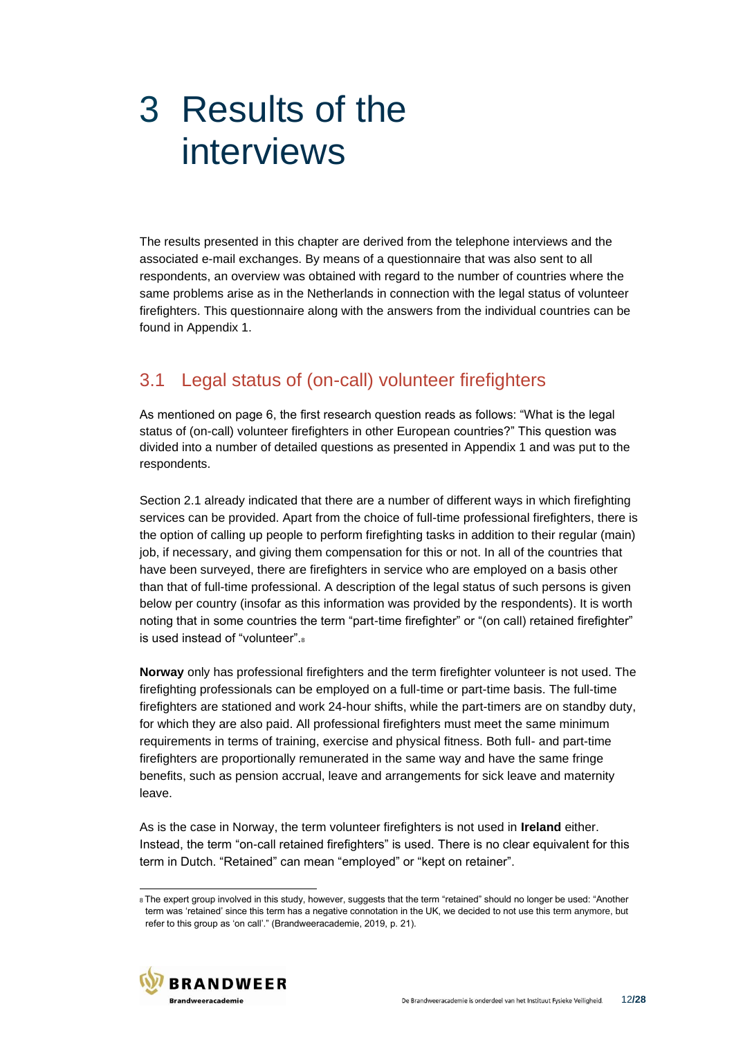# 3 Results of the interviews

The results presented in this chapter are derived from the telephone interviews and the associated e-mail exchanges. By means of a questionnaire that was also sent to all respondents, an overview was obtained with regard to the number of countries where the same problems arise as in the Netherlands in connection with the legal status of volunteer firefighters. This questionnaire along with the answers from the individual countries can be found in Appendix 1.

## 3.1 Legal status of (on-call) volunteer firefighters

As mentioned on page 6, the first research question reads as follows: "What is the legal status of (on-call) volunteer firefighters in other European countries?" This question was divided into a number of detailed questions as presented in Appendix 1 and was put to the respondents.

Section 2.1 already indicated that there are a number of different ways in which firefighting services can be provided. Apart from the choice of full-time professional firefighters, there is the option of calling up people to perform firefighting tasks in addition to their regular (main) job, if necessary, and giving them compensation for this or not. In all of the countries that have been surveyed, there are firefighters in service who are employed on a basis other than that of full-time professional. A description of the legal status of such persons is given below per country (insofar as this information was provided by the respondents). It is worth noting that in some countries the term "part-time firefighter" or "(on call) retained firefighter" is used instead of "volunteer".[8]

**Norway** only has professional firefighters and the term firefighter volunteer is not used. The firefighting professionals can be employed on a full-time or part-time basis. The full-time firefighters are stationed and work 24-hour shifts, while the part-timers are on standby duty, for which they are also paid. All professional firefighters must meet the same minimum requirements in terms of training, exercise and physical fitness. Both full- and part-time firefighters are proportionally remunerated in the same way and have the same fringe benefits, such as pension accrual, leave and arrangements for sick leave and maternity leave.

As is the case in Norway, the term volunteer firefighters is not used in **Ireland** either. Instead, the term "on-call retained firefighters" is used. There is no clear equivalent for this term in Dutch. "Retained" can mean "employed" or "kept on retainer".

[8] The expert group involved in this study, however, suggests that the term "retained" should no longer be used: "Another term was 'retained' since this term has a negative connotation in the UK, we decided to not use this term anymore, but refer to this group as 'on call'." (Brandweeracademie, 2019, p. 21).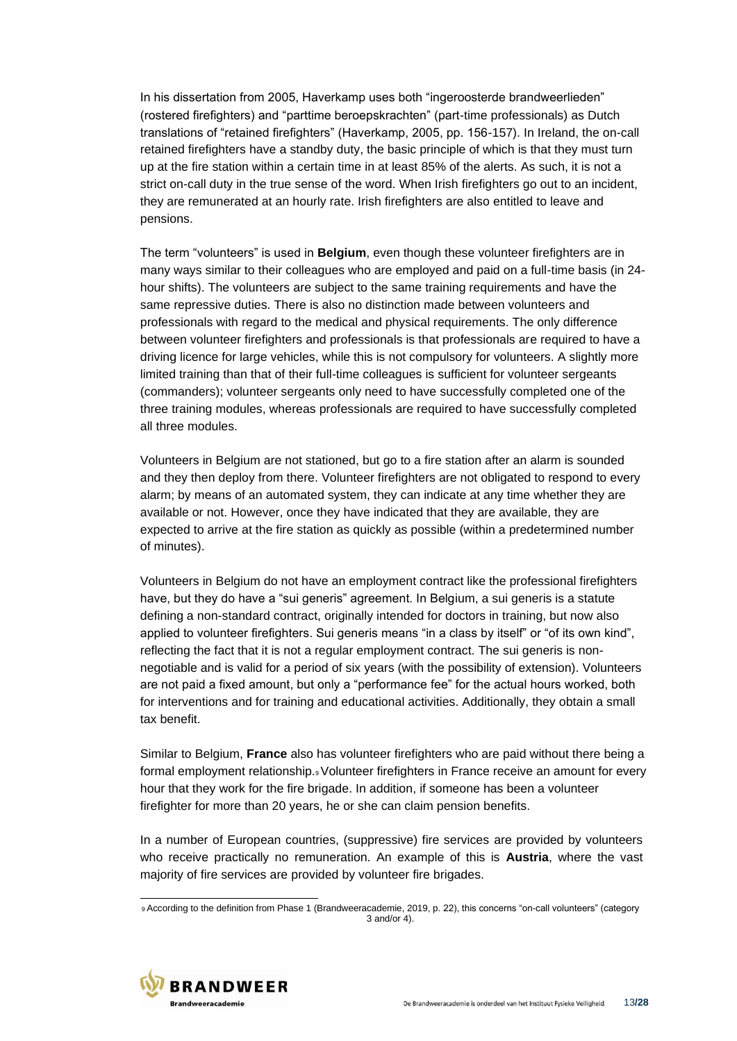In his dissertation from 2005, Haverkamp uses both "ingeroosterde brandweerlieden" (rostered firefighters) and "parttime beroepskrachten" (part-time professionals) as Dutch translations of "retained firefighters" (Haverkamp, 2005, pp. 156-157). In Ireland, the on-call retained firefighters have a standby duty, the basic principle of which is that they must turn up at the fire station within a certain time in at least 85% of the alerts. As such, it is not a strict on-call duty in the true sense of the word. When Irish firefighters go out to an incident, they are remunerated at an hourly rate. Irish firefighters are also entitled to leave and pensions.

The term "volunteers" is used in **Belgium**, even though these volunteer firefighters are in many ways similar to their colleagues who are employed and paid on a full-time basis (in 24-hour shifts). The volunteers are subject to the same training requirements and have the same repressive duties. There is also no distinction made between volunteers and professionals with regard to the medical and physical requirements. The only difference between volunteer firefighters and professionals is that professionals are required to have a driving licence for large vehicles, while this is not compulsory for volunteers. A slightly more limited training than that of their full-time colleagues is sufficient for volunteer sergeants (commanders); volunteer sergeants only need to have successfully completed one of the three training modules, whereas professionals are required to have successfully completed all three modules.

Volunteers in Belgium are not stationed, but go to a fire station after an alarm is sounded and they then deploy from there. Volunteer firefighters are not obligated to respond to every alarm; by means of an automated system, they can indicate at any time whether they are available or not. However, once they have indicated that they are available, they are expected to arrive at the fire station as quickly as possible (within a predetermined number of minutes).

Volunteers in Belgium do not have an employment contract like the professional firefighters have, but they do have a "sui generis" agreement. In Belgium, a sui generis is a statute defining a non-standard contract, originally intended for doctors in training, but now also applied to volunteer firefighters. Sui generis means "in a class by itself" or "of its own kind", reflecting the fact that it is not a regular employment contract. The sui generis is non-negotiable and is valid for a period of six years (with the possibility of extension). Volunteers are not paid a fixed amount, but only a "performance fee" for the actual hours worked, both for interventions and for training and educational activities. Additionally, they obtain a small tax benefit.

Similar to Belgium, **France** also has volunteer firefighters who are paid without there being a formal employment relationship.[9] Volunteer firefighters in France receive an amount for every hour that they work for the fire brigade. In addition, if someone has been a volunteer firefighter for more than 20 years, he or she can claim pension benefits.

In a number of European countries, (suppressive) fire services are provided by volunteers who receive practically no remuneration. An example of this is **Austria**, where the vast majority of fire services are provided by volunteer fire brigades.

[9] According to the definition from Phase 1 (Brandweeracademie, 2019, p. 22), this concerns "on-call volunteers" (category 3 and/or 4).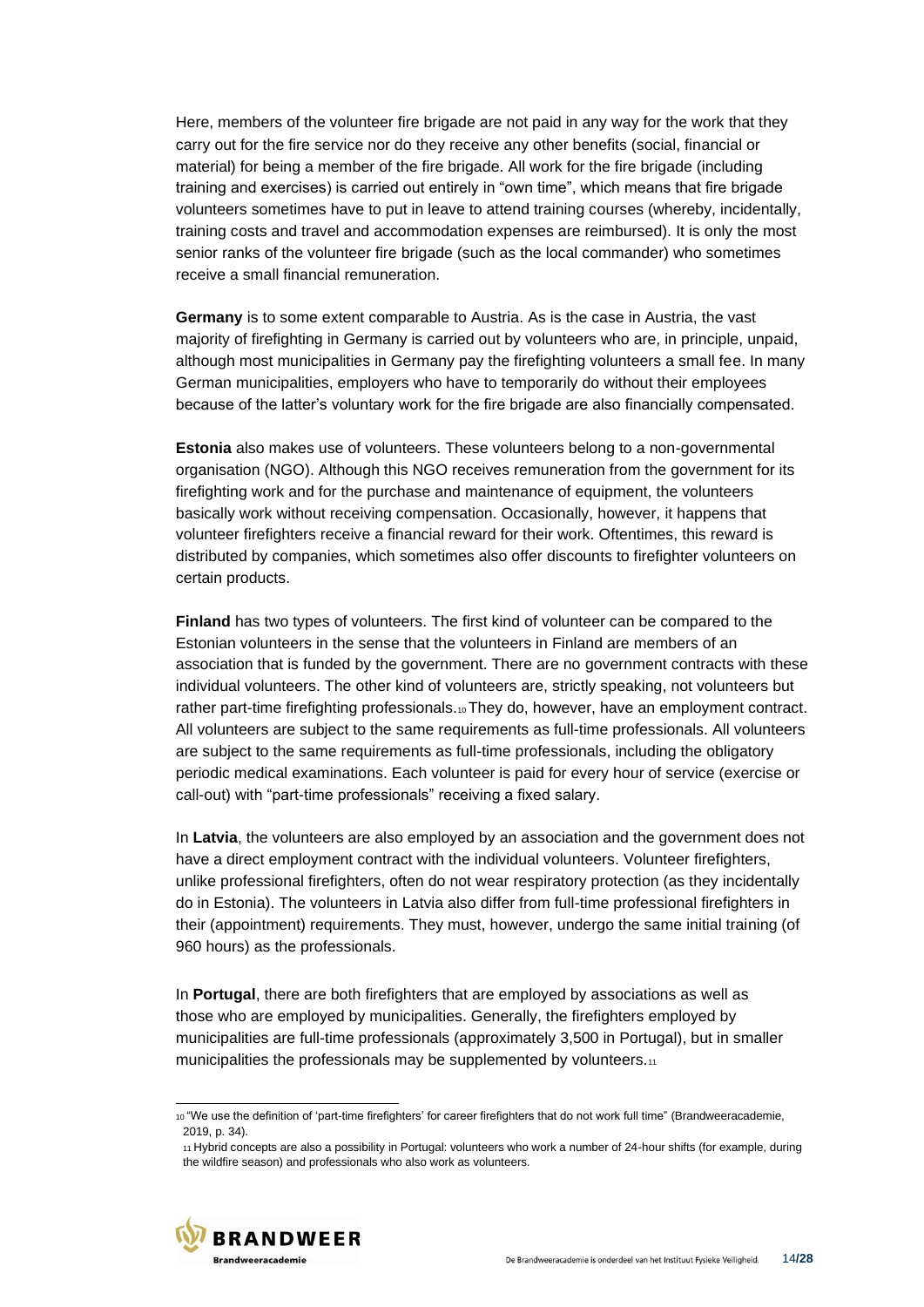Here, members of the volunteer fire brigade are not paid in any way for the work that they carry out for the fire service nor do they receive any other benefits (social, financial or material) for being a member of the fire brigade. All work for the fire brigade (including training and exercises) is carried out entirely in "own time", which means that fire brigade volunteers sometimes have to put in leave to attend training courses (whereby, incidentally, training costs and travel and accommodation expenses are reimbursed). It is only the most senior ranks of the volunteer fire brigade (such as the local commander) who sometimes receive a small financial remuneration.

**Germany** is to some extent comparable to Austria. As is the case in Austria, the vast majority of firefighting in Germany is carried out by volunteers who are, in principle, unpaid, although most municipalities in Germany pay the firefighting volunteers a small fee. In many German municipalities, employers who have to temporarily do without their employees because of the latter's voluntary work for the fire brigade are also financially compensated.

**Estonia** also makes use of volunteers. These volunteers belong to a non-governmental organisation (NGO). Although this NGO receives remuneration from the government for its firefighting work and for the purchase and maintenance of equipment, the volunteers basically work without receiving compensation. Occasionally, however, it happens that volunteer firefighters receive a financial reward for their work. Oftentimes, this reward is distributed by companies, which sometimes also offer discounts to firefighter volunteers on certain products.

**Finland** has two types of volunteers. The first kind of volunteer can be compared to the Estonian volunteers in the sense that the volunteers in Finland are members of an association that is funded by the government. There are no government contracts with these individual volunteers. The other kind of volunteers are, strictly speaking, not volunteers but rather part-time firefighting professionals.[10] They do, however, have an employment contract. All volunteers are subject to the same requirements as full-time professionals. All volunteers are subject to the same requirements as full-time professionals, including the obligatory periodic medical examinations. Each volunteer is paid for every hour of service (exercise or call-out) with "part-time professionals" receiving a fixed salary.

In **Latvia**, the volunteers are also employed by an association and the government does not have a direct employment contract with the individual volunteers. Volunteer firefighters, unlike professional firefighters, often do not wear respiratory protection (as they incidentally do in Estonia). The volunteers in Latvia also differ from full-time professional firefighters in their (appointment) requirements. They must, however, undergo the same initial training (of 960 hours) as the professionals.

In **Portugal**, there are both firefighters that are employed by associations as well as those who are employed by municipalities. Generally, the firefighters employed by municipalities are full-time professionals (approximately 3,500 in Portugal), but in smaller municipalities the professionals may be supplemented by volunteers.[11]

---

[10] "We use the definition of 'part-time firefighters' for career firefighters that do not work full time" (Brandweeracademie, 2019, p. 34).

[11] Hybrid concepts are also a possibility in Portugal: volunteers who work a number of 24-hour shifts (for example, during the wildfire season) and professionals who also work as volunteers.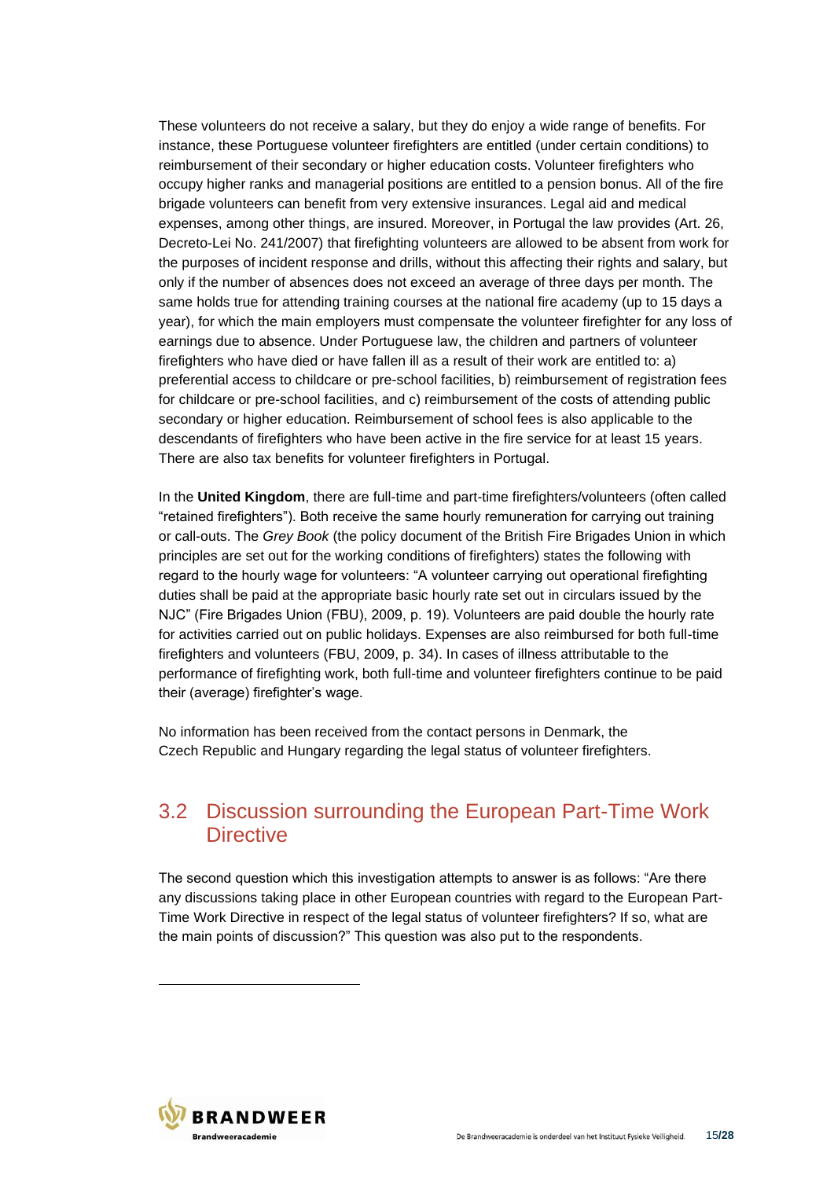These volunteers do not receive a salary, but they do enjoy a wide range of benefits. For instance, these Portuguese volunteer firefighters are entitled (under certain conditions) to reimbursement of their secondary or higher education costs. Volunteer firefighters who occupy higher ranks and managerial positions are entitled to a pension bonus. All of the fire brigade volunteers can benefit from very extensive insurances. Legal aid and medical expenses, among other things, are insured. Moreover, in Portugal the law provides (Art. 26, Decreto-Lei No. 241/2007) that firefighting volunteers are allowed to be absent from work for the purposes of incident response and drills, without this affecting their rights and salary, but only if the number of absences does not exceed an average of three days per month. The same holds true for attending training courses at the national fire academy (up to 15 days a year), for which the main employers must compensate the volunteer firefighter for any loss of earnings due to absence. Under Portuguese law, the children and partners of volunteer firefighters who have died or have fallen ill as a result of their work are entitled to: a) preferential access to childcare or pre-school facilities, b) reimbursement of registration fees for childcare or pre-school facilities, and c) reimbursement of the costs of attending public secondary or higher education. Reimbursement of school fees is also applicable to the descendants of firefighters who have been active in the fire service for at least 15 years. There are also tax benefits for volunteer firefighters in Portugal.

In the **United Kingdom**, there are full-time and part-time firefighters/volunteers (often called "retained firefighters"). Both receive the same hourly remuneration for carrying out training or call-outs. The *Grey Book* (the policy document of the British Fire Brigades Union in which principles are set out for the working conditions of firefighters) states the following with regard to the hourly wage for volunteers: "A volunteer carrying out operational firefighting duties shall be paid at the appropriate basic hourly rate set out in circulars issued by the NJC" (Fire Brigades Union (FBU), 2009, p. 19). Volunteers are paid double the hourly rate for activities carried out on public holidays. Expenses are also reimbursed for both full-time firefighters and volunteers (FBU, 2009, p. 34). In cases of illness attributable to the performance of firefighting work, both full-time and volunteer firefighters continue to be paid their (average) firefighter's wage.

No information has been received from the contact persons in Denmark, the Czech Republic and Hungary regarding the legal status of volunteer firefighters.

## 3.2 Discussion surrounding the European Part-Time Work Directive

The second question which this investigation attempts to answer is as follows: "Are there any discussions taking place in other European countries with regard to the European Part-Time Work Directive in respect of the legal status of volunteer firefighters? If so, what are the main points of discussion?" This question was also put to the respondents.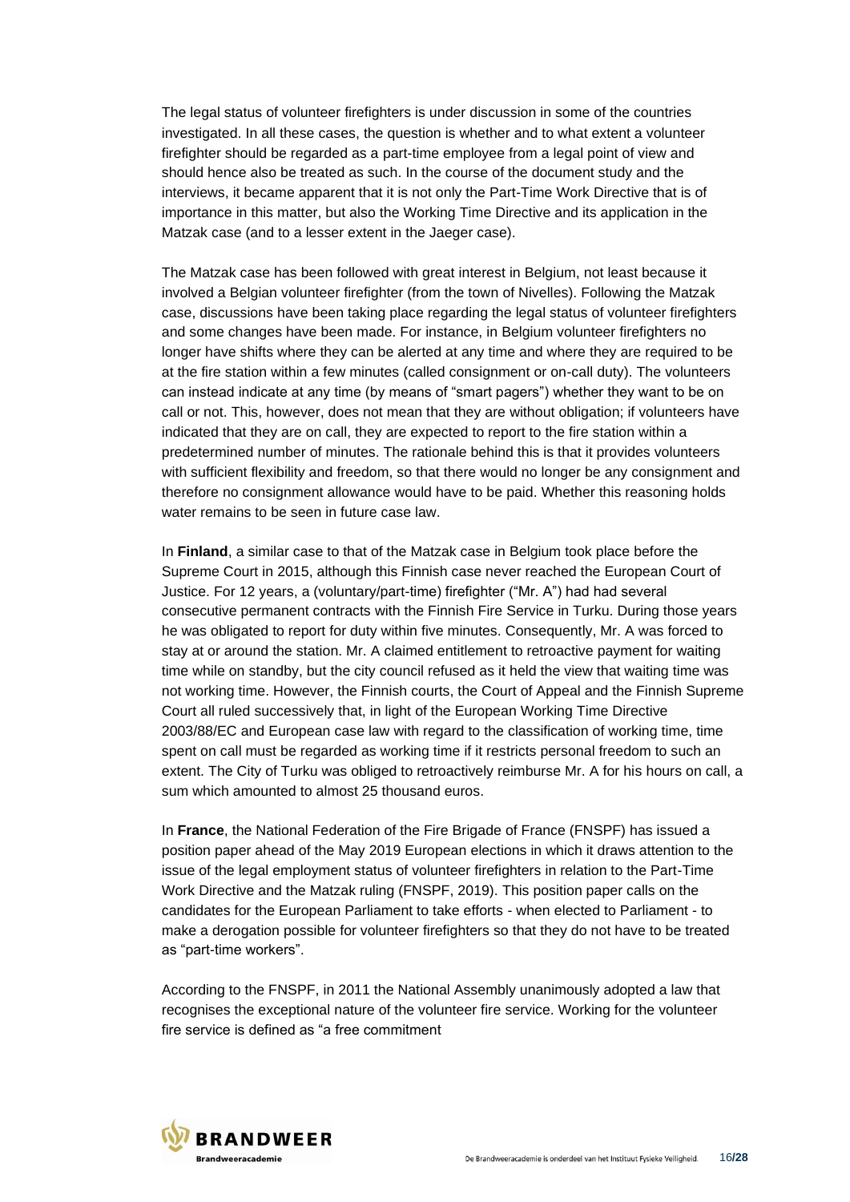The legal status of volunteer firefighters is under discussion in some of the countries investigated. In all these cases, the question is whether and to what extent a volunteer firefighter should be regarded as a part-time employee from a legal point of view and should hence also be treated as such. In the course of the document study and the interviews, it became apparent that it is not only the Part-Time Work Directive that is of importance in this matter, but also the Working Time Directive and its application in the Matzak case (and to a lesser extent in the Jaeger case).

The Matzak case has been followed with great interest in Belgium, not least because it involved a Belgian volunteer firefighter (from the town of Nivelles). Following the Matzak case, discussions have been taking place regarding the legal status of volunteer firefighters and some changes have been made. For instance, in Belgium volunteer firefighters no longer have shifts where they can be alerted at any time and where they are required to be at the fire station within a few minutes (called consignment or on-call duty). The volunteers can instead indicate at any time (by means of "smart pagers") whether they want to be on call or not. This, however, does not mean that they are without obligation; if volunteers have indicated that they are on call, they are expected to report to the fire station within a predetermined number of minutes. The rationale behind this is that it provides volunteers with sufficient flexibility and freedom, so that there would no longer be any consignment and therefore no consignment allowance would have to be paid. Whether this reasoning holds water remains to be seen in future case law.

In **Finland**, a similar case to that of the Matzak case in Belgium took place before the Supreme Court in 2015, although this Finnish case never reached the European Court of Justice. For 12 years, a (voluntary/part-time) firefighter ("Mr. A") had had several consecutive permanent contracts with the Finnish Fire Service in Turku. During those years he was obligated to report for duty within five minutes. Consequently, Mr. A was forced to stay at or around the station. Mr. A claimed entitlement to retroactive payment for waiting time while on standby, but the city council refused as it held the view that waiting time was not working time. However, the Finnish courts, the Court of Appeal and the Finnish Supreme Court all ruled successively that, in light of the European Working Time Directive 2003/88/EC and European case law with regard to the classification of working time, time spent on call must be regarded as working time if it restricts personal freedom to such an extent. The City of Turku was obliged to retroactively reimburse Mr. A for his hours on call, a sum which amounted to almost 25 thousand euros.

In **France**, the National Federation of the Fire Brigade of France (FNSPF) has issued a position paper ahead of the May 2019 European elections in which it draws attention to the issue of the legal employment status of volunteer firefighters in relation to the Part-Time Work Directive and the Matzak ruling (FNSPF, 2019). This position paper calls on the candidates for the European Parliament to take efforts - when elected to Parliament - to make a derogation possible for volunteer firefighters so that they do not have to be treated as "part-time workers".

According to the FNSPF, in 2011 the National Assembly unanimously adopted a law that recognises the exceptional nature of the volunteer fire service. Working for the volunteer fire service is defined as "a free commitment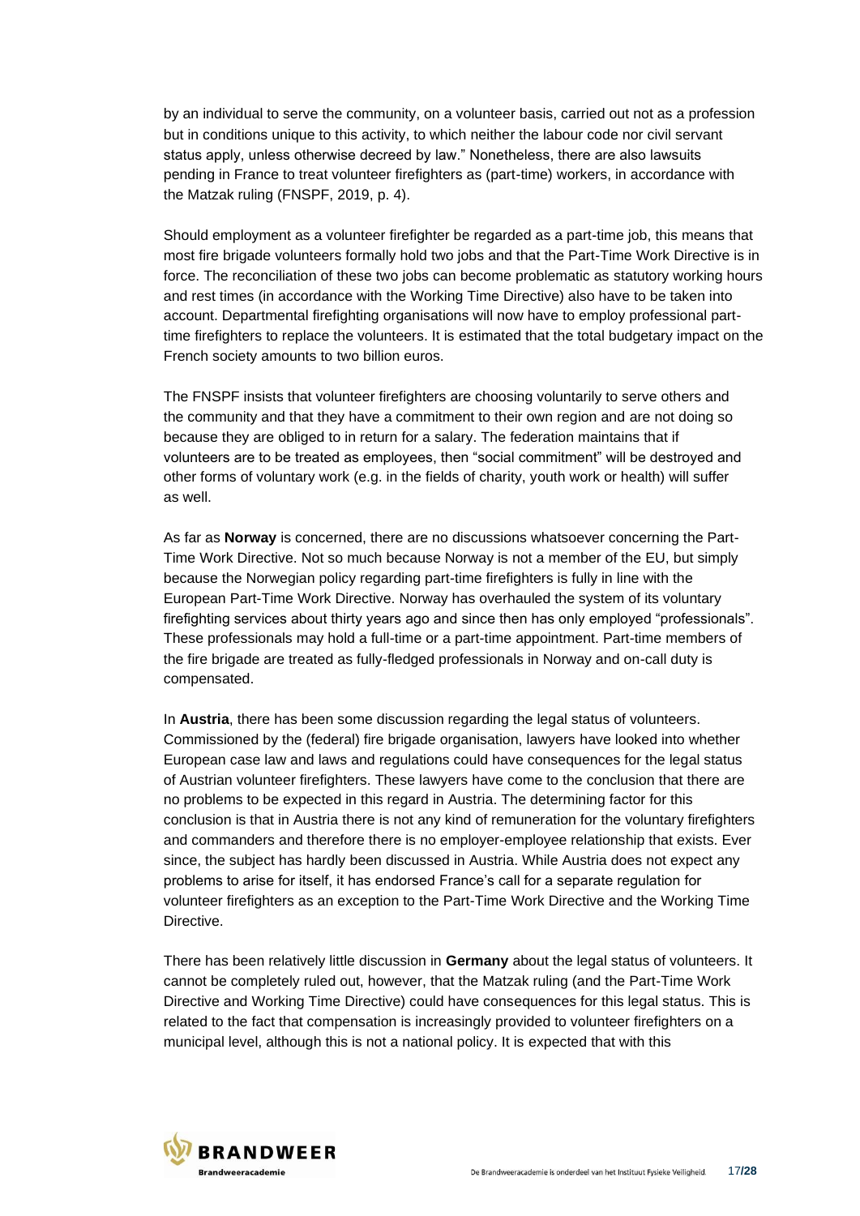by an individual to serve the community, on a volunteer basis, carried out not as a profession but in conditions unique to this activity, to which neither the labour code nor civil servant status apply, unless otherwise decreed by law." Nonetheless, there are also lawsuits pending in France to treat volunteer firefighters as (part-time) workers, in accordance with the Matzak ruling (FNSPF, 2019, p. 4).

Should employment as a volunteer firefighter be regarded as a part-time job, this means that most fire brigade volunteers formally hold two jobs and that the Part-Time Work Directive is in force. The reconciliation of these two jobs can become problematic as statutory working hours and rest times (in accordance with the Working Time Directive) also have to be taken into account. Departmental firefighting organisations will now have to employ professional part-time firefighters to replace the volunteers. It is estimated that the total budgetary impact on the French society amounts to two billion euros.

The FNSPF insists that volunteer firefighters are choosing voluntarily to serve others and the community and that they have a commitment to their own region and are not doing so because they are obliged to in return for a salary. The federation maintains that if volunteers are to be treated as employees, then "social commitment" will be destroyed and other forms of voluntary work (e.g. in the fields of charity, youth work or health) will suffer as well.

As far as **Norway** is concerned, there are no discussions whatsoever concerning the Part-Time Work Directive. Not so much because Norway is not a member of the EU, but simply because the Norwegian policy regarding part-time firefighters is fully in line with the European Part-Time Work Directive. Norway has overhauled the system of its voluntary firefighting services about thirty years ago and since then has only employed "professionals". These professionals may hold a full-time or a part-time appointment. Part-time members of the fire brigade are treated as fully-fledged professionals in Norway and on-call duty is compensated.

In **Austria**, there has been some discussion regarding the legal status of volunteers. Commissioned by the (federal) fire brigade organisation, lawyers have looked into whether European case law and laws and regulations could have consequences for the legal status of Austrian volunteer firefighters. These lawyers have come to the conclusion that there are no problems to be expected in this regard in Austria. The determining factor for this conclusion is that in Austria there is not any kind of remuneration for the voluntary firefighters and commanders and therefore there is no employer-employee relationship that exists. Ever since, the subject has hardly been discussed in Austria. While Austria does not expect any problems to arise for itself, it has endorsed France's call for a separate regulation for volunteer firefighters as an exception to the Part-Time Work Directive and the Working Time Directive.

There has been relatively little discussion in **Germany** about the legal status of volunteers. It cannot be completely ruled out, however, that the Matzak ruling (and the Part-Time Work Directive and Working Time Directive) could have consequences for this legal status. This is related to the fact that compensation is increasingly provided to volunteer firefighters on a municipal level, although this is not a national policy. It is expected that with this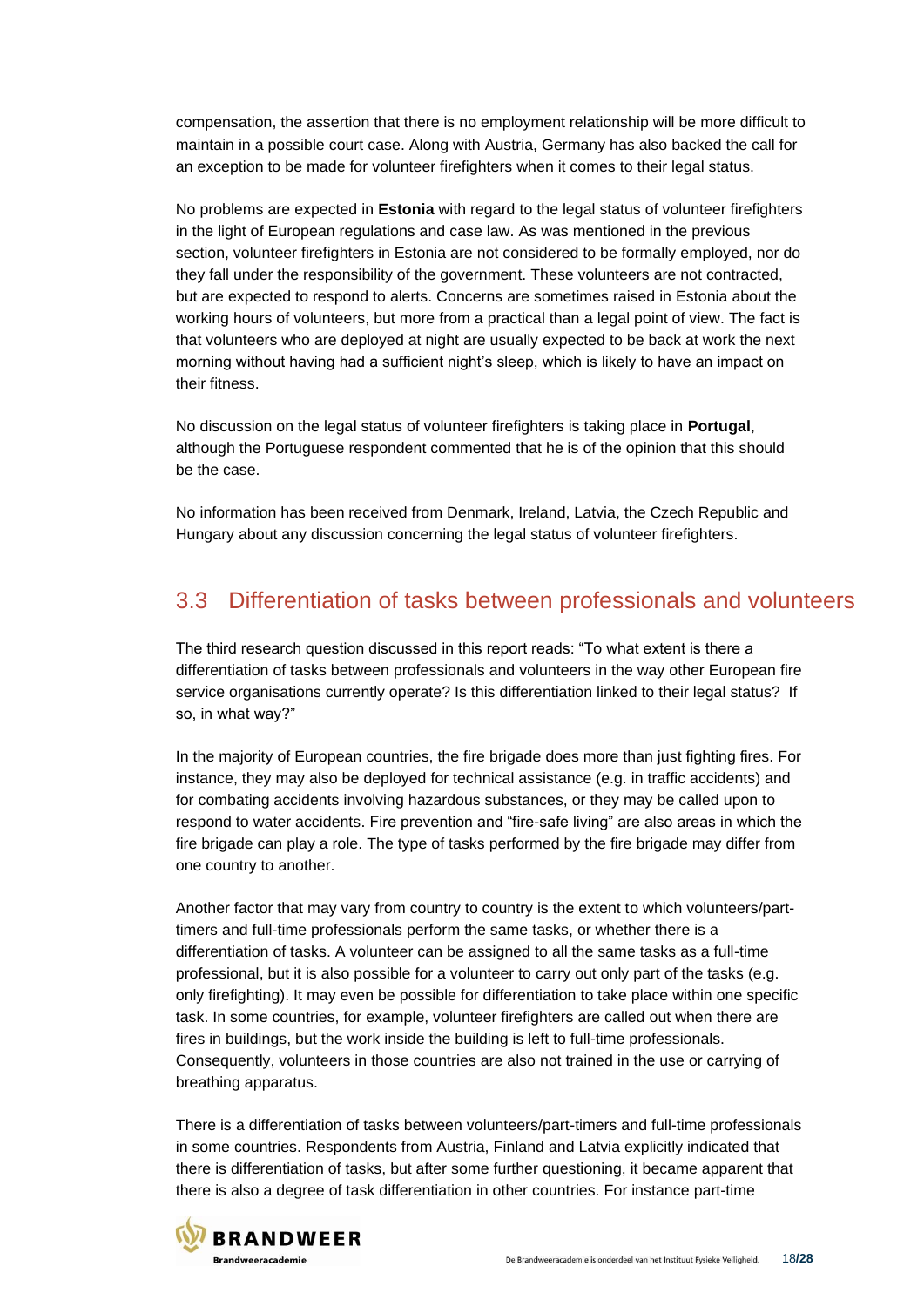compensation, the assertion that there is no employment relationship will be more difficult to maintain in a possible court case. Along with Austria, Germany has also backed the call for an exception to be made for volunteer firefighters when it comes to their legal status.

No problems are expected in **Estonia** with regard to the legal status of volunteer firefighters in the light of European regulations and case law. As was mentioned in the previous section, volunteer firefighters in Estonia are not considered to be formally employed, nor do they fall under the responsibility of the government. These volunteers are not contracted, but are expected to respond to alerts. Concerns are sometimes raised in Estonia about the working hours of volunteers, but more from a practical than a legal point of view. The fact is that volunteers who are deployed at night are usually expected to be back at work the next morning without having had a sufficient night's sleep, which is likely to have an impact on their fitness.

No discussion on the legal status of volunteer firefighters is taking place in **Portugal**, although the Portuguese respondent commented that he is of the opinion that this should be the case.

No information has been received from Denmark, Ireland, Latvia, the Czech Republic and Hungary about any discussion concerning the legal status of volunteer firefighters.

## 3.3 Differentiation of tasks between professionals and volunteers

The third research question discussed in this report reads: "To what extent is there a differentiation of tasks between professionals and volunteers in the way other European fire service organisations currently operate? Is this differentiation linked to their legal status? If so, in what way?"

In the majority of European countries, the fire brigade does more than just fighting fires. For instance, they may also be deployed for technical assistance (e.g. in traffic accidents) and for combating accidents involving hazardous substances, or they may be called upon to respond to water accidents. Fire prevention and "fire-safe living" are also areas in which the fire brigade can play a role. The type of tasks performed by the fire brigade may differ from one country to another.

Another factor that may vary from country to country is the extent to which volunteers/part-timers and full-time professionals perform the same tasks, or whether there is a differentiation of tasks. A volunteer can be assigned to all the same tasks as a full-time professional, but it is also possible for a volunteer to carry out only part of the tasks (e.g. only firefighting). It may even be possible for differentiation to take place within one specific task. In some countries, for example, volunteer firefighters are called out when there are fires in buildings, but the work inside the building is left to full-time professionals. Consequently, volunteers in those countries are also not trained in the use or carrying of breathing apparatus.

There is a differentiation of tasks between volunteers/part-timers and full-time professionals in some countries. Respondents from Austria, Finland and Latvia explicitly indicated that there is differentiation of tasks, but after some further questioning, it became apparent that there is also a degree of task differentiation in other countries. For instance part-time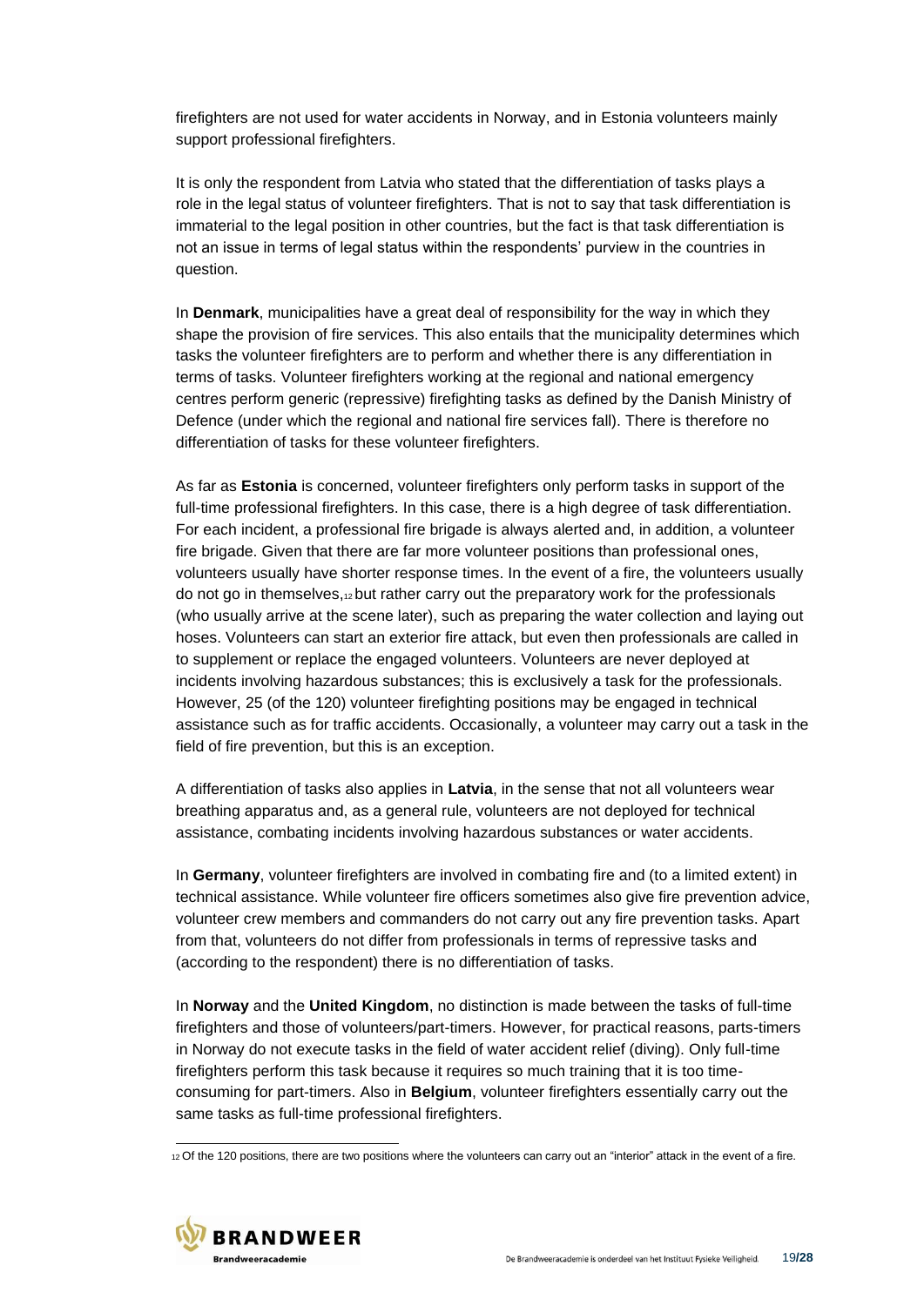firefighters are not used for water accidents in Norway, and in Estonia volunteers mainly support professional firefighters.

It is only the respondent from Latvia who stated that the differentiation of tasks plays a role in the legal status of volunteer firefighters. That is not to say that task differentiation is immaterial to the legal position in other countries, but the fact is that task differentiation is not an issue in terms of legal status within the respondents' purview in the countries in question.

In **Denmark**, municipalities have a great deal of responsibility for the way in which they shape the provision of fire services. This also entails that the municipality determines which tasks the volunteer firefighters are to perform and whether there is any differentiation in terms of tasks. Volunteer firefighters working at the regional and national emergency centres perform generic (repressive) firefighting tasks as defined by the Danish Ministry of Defence (under which the regional and national fire services fall). There is therefore no differentiation of tasks for these volunteer firefighters.

As far as **Estonia** is concerned, volunteer firefighters only perform tasks in support of the full-time professional firefighters. In this case, there is a high degree of task differentiation. For each incident, a professional fire brigade is always alerted and, in addition, a volunteer fire brigade. Given that there are far more volunteer positions than professional ones, volunteers usually have shorter response times. In the event of a fire, the volunteers usually do not go in themselves,[12] but rather carry out the preparatory work for the professionals (who usually arrive at the scene later), such as preparing the water collection and laying out hoses. Volunteers can start an exterior fire attack, but even then professionals are called in to supplement or replace the engaged volunteers. Volunteers are never deployed at incidents involving hazardous substances; this is exclusively a task for the professionals. However, 25 (of the 120) volunteer firefighting positions may be engaged in technical assistance such as for traffic accidents. Occasionally, a volunteer may carry out a task in the field of fire prevention, but this is an exception.

A differentiation of tasks also applies in **Latvia**, in the sense that not all volunteers wear breathing apparatus and, as a general rule, volunteers are not deployed for technical assistance, combating incidents involving hazardous substances or water accidents.

In **Germany**, volunteer firefighters are involved in combating fire and (to a limited extent) in technical assistance. While volunteer fire officers sometimes also give fire prevention advice, volunteer crew members and commanders do not carry out any fire prevention tasks. Apart from that, volunteers do not differ from professionals in terms of repressive tasks and (according to the respondent) there is no differentiation of tasks.

In **Norway** and the **United Kingdom**, no distinction is made between the tasks of full-time firefighters and those of volunteers/part-timers. However, for practical reasons, parts-timers in Norway do not execute tasks in the field of water accident relief (diving). Only full-time firefighters perform this task because it requires so much training that it is too time-consuming for part-timers. Also in **Belgium**, volunteer firefighters essentially carry out the same tasks as full-time professional firefighters.

[12] Of the 120 positions, there are two positions where the volunteers can carry out an "interior" attack in the event of a fire.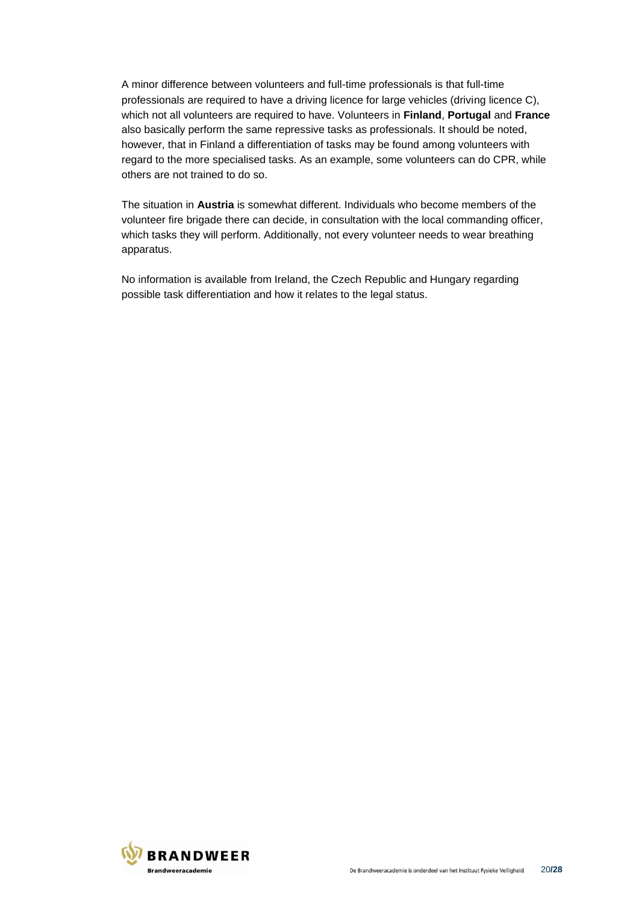A minor difference between volunteers and full-time professionals is that full-time professionals are required to have a driving licence for large vehicles (driving licence C), which not all volunteers are required to have. Volunteers in **Finland**, **Portugal** and **France** also basically perform the same repressive tasks as professionals. It should be noted, however, that in Finland a differentiation of tasks may be found among volunteers with regard to the more specialised tasks. As an example, some volunteers can do CPR, while others are not trained to do so.

The situation in **Austria** is somewhat different. Individuals who become members of the volunteer fire brigade there can decide, in consultation with the local commanding officer, which tasks they will perform. Additionally, not every volunteer needs to wear breathing apparatus.

No information is available from Ireland, the Czech Republic and Hungary regarding possible task differentiation and how it relates to the legal status.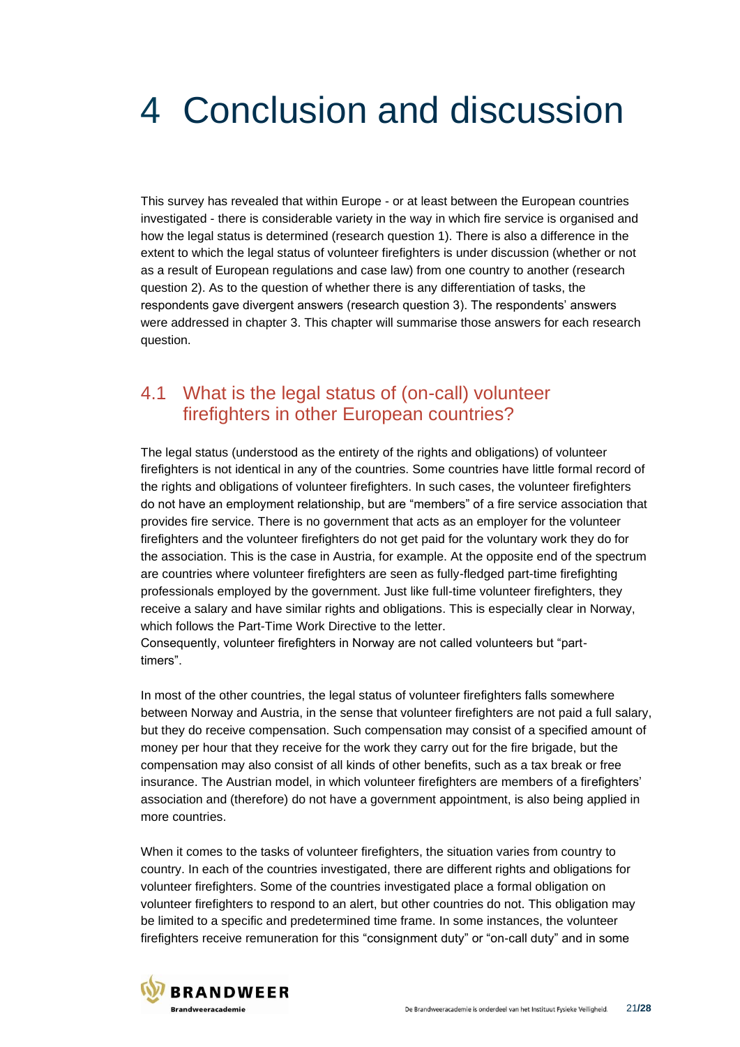# 4 Conclusion and discussion

This survey has revealed that within Europe - or at least between the European countries investigated - there is considerable variety in the way in which fire service is organised and how the legal status is determined (research question 1). There is also a difference in the extent to which the legal status of volunteer firefighters is under discussion (whether or not as a result of European regulations and case law) from one country to another (research question 2). As to the question of whether there is any differentiation of tasks, the respondents gave divergent answers (research question 3). The respondents' answers were addressed in chapter 3. This chapter will summarise those answers for each research question.

## 4.1 What is the legal status of (on-call) volunteer firefighters in other European countries?

The legal status (understood as the entirety of the rights and obligations) of volunteer firefighters is not identical in any of the countries. Some countries have little formal record of the rights and obligations of volunteer firefighters. In such cases, the volunteer firefighters do not have an employment relationship, but are "members" of a fire service association that provides fire service. There is no government that acts as an employer for the volunteer firefighters and the volunteer firefighters do not get paid for the voluntary work they do for the association. This is the case in Austria, for example. At the opposite end of the spectrum are countries where volunteer firefighters are seen as fully-fledged part-time firefighting professionals employed by the government. Just like full-time volunteer firefighters, they receive a salary and have similar rights and obligations. This is especially clear in Norway, which follows the Part-Time Work Directive to the letter.
Consequently, volunteer firefighters in Norway are not called volunteers but "part-timers".

In most of the other countries, the legal status of volunteer firefighters falls somewhere between Norway and Austria, in the sense that volunteer firefighters are not paid a full salary, but they do receive compensation. Such compensation may consist of a specified amount of money per hour that they receive for the work they carry out for the fire brigade, but the compensation may also consist of all kinds of other benefits, such as a tax break or free insurance. The Austrian model, in which volunteer firefighters are members of a firefighters' association and (therefore) do not have a government appointment, is also being applied in more countries.

When it comes to the tasks of volunteer firefighters, the situation varies from country to country. In each of the countries investigated, there are different rights and obligations for volunteer firefighters. Some of the countries investigated place a formal obligation on volunteer firefighters to respond to an alert, but other countries do not. This obligation may be limited to a specific and predetermined time frame. In some instances, the volunteer firefighters receive remuneration for this "consignment duty" or "on-call duty" and in some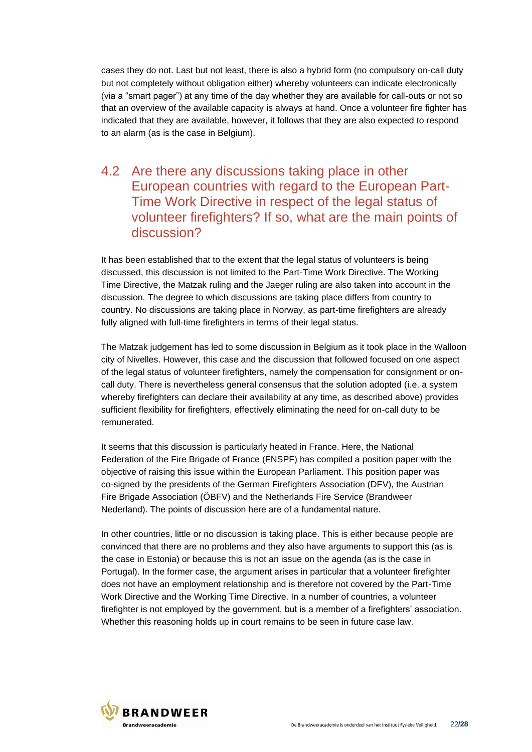cases they do not. Last but not least, there is also a hybrid form (no compulsory on-call duty but not completely without obligation either) whereby volunteers can indicate electronically (via a “smart pager”) at any time of the day whether they are available for call-outs or not so that an overview of the available capacity is always at hand. Once a volunteer fire fighter has indicated that they are available, however, it follows that they are also expected to respond to an alarm (as is the case in Belgium).

## 4.2 Are there any discussions taking place in other European countries with regard to the European Part-Time Work Directive in respect of the legal status of volunteer firefighters? If so, what are the main points of discussion?

It has been established that to the extent that the legal status of volunteers is being discussed, this discussion is not limited to the Part-Time Work Directive. The Working Time Directive, the Matzak ruling and the Jaeger ruling are also taken into account in the discussion. The degree to which discussions are taking place differs from country to country. No discussions are taking place in Norway, as part-time firefighters are already fully aligned with full-time firefighters in terms of their legal status.

The Matzak judgement has led to some discussion in Belgium as it took place in the Walloon city of Nivelles. However, this case and the discussion that followed focused on one aspect of the legal status of volunteer firefighters, namely the compensation for consignment or on-call duty. There is nevertheless general consensus that the solution adopted (i.e. a system whereby firefighters can declare their availability at any time, as described above) provides sufficient flexibility for firefighters, effectively eliminating the need for on-call duty to be remunerated.

It seems that this discussion is particularly heated in France. Here, the National Federation of the Fire Brigade of France (FNSPF) has compiled a position paper with the objective of raising this issue within the European Parliament. This position paper was co-signed by the presidents of the German Firefighters Association (DFV), the Austrian Fire Brigade Association (ÖBFV) and the Netherlands Fire Service (Brandweer Nederland). The points of discussion here are of a fundamental nature.

In other countries, little or no discussion is taking place. This is either because people are convinced that there are no problems and they also have arguments to support this (as is the case in Estonia) or because this is not an issue on the agenda (as is the case in Portugal). In the former case, the argument arises in particular that a volunteer firefighter does not have an employment relationship and is therefore not covered by the Part-Time Work Directive and the Working Time Directive. In a number of countries, a volunteer firefighter is not employed by the government, but is a member of a firefighters’ association. Whether this reasoning holds up in court remains to be seen in future case law.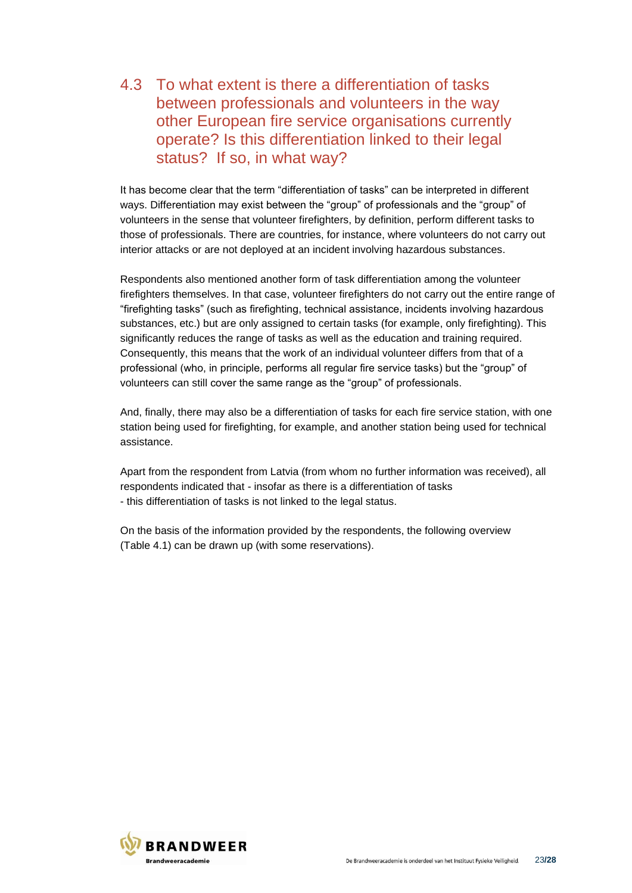## 4.3 To what extent is there a differentiation of tasks between professionals and volunteers in the way other European fire service organisations currently operate? Is this differentiation linked to their legal status? If so, in what way?

It has become clear that the term "differentiation of tasks" can be interpreted in different ways. Differentiation may exist between the "group" of professionals and the "group" of volunteers in the sense that volunteer firefighters, by definition, perform different tasks to those of professionals. There are countries, for instance, where volunteers do not carry out interior attacks or are not deployed at an incident involving hazardous substances.

Respondents also mentioned another form of task differentiation among the volunteer firefighters themselves. In that case, volunteer firefighters do not carry out the entire range of "firefighting tasks" (such as firefighting, technical assistance, incidents involving hazardous substances, etc.) but are only assigned to certain tasks (for example, only firefighting). This significantly reduces the range of tasks as well as the education and training required. Consequently, this means that the work of an individual volunteer differs from that of a professional (who, in principle, performs all regular fire service tasks) but the "group" of volunteers can still cover the same range as the "group" of professionals.

And, finally, there may also be a differentiation of tasks for each fire service station, with one station being used for firefighting, for example, and another station being used for technical assistance.

Apart from the respondent from Latvia (from whom no further information was received), all respondents indicated that - insofar as there is a differentiation of tasks - this differentiation of tasks is not linked to the legal status.

On the basis of the information provided by the respondents, the following overview (Table 4.1) can be drawn up (with some reservations).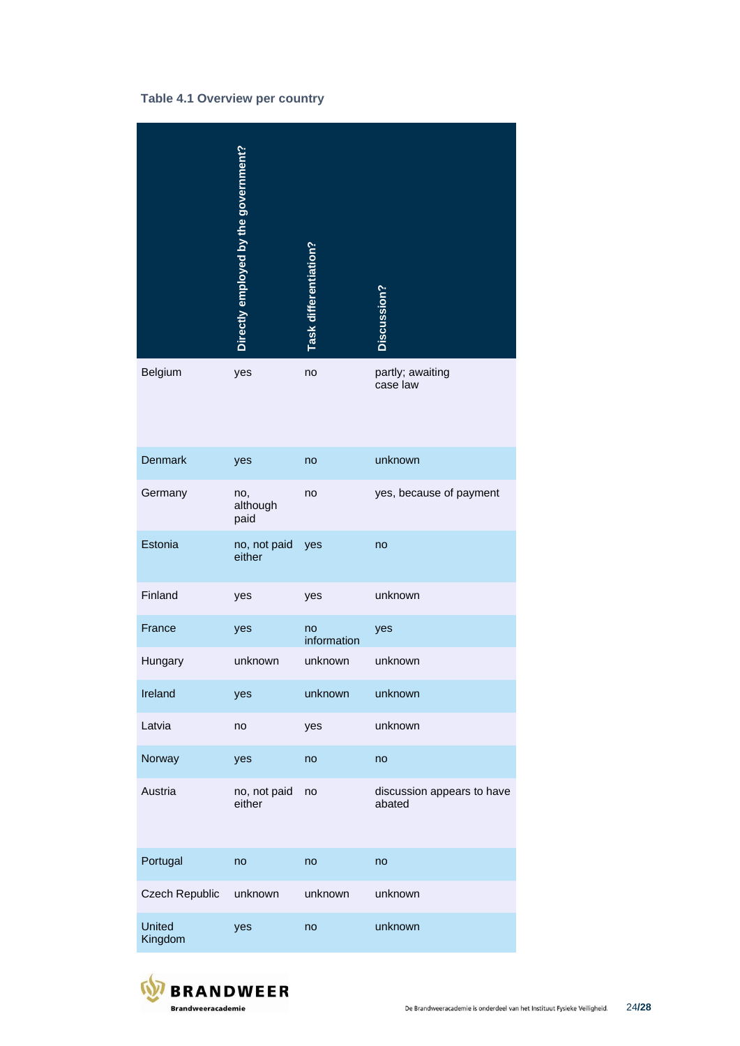**Table 4.1 Overview per country**

| | Directly employed by the government? | Task differentiation? | Discussion? |
|---|---|---|---|
| Belgium | yes | no | partly; awaiting case law |
| Denmark | yes | no | unknown |
| Germany | no, although paid | no | yes, because of payment |
| Estonia | no, not paid either | yes | no |
| Finland | yes | yes | unknown |
| France | yes | no information | yes |
| Hungary | unknown | unknown | unknown |
| Ireland | yes | unknown | unknown |
| Latvia | no | yes | unknown |
| Norway | yes | no | no |
| Austria | no, not paid either | no | discussion appears to have abated |
| Portugal | no | no | no |
| Czech Republic | unknown | unknown | unknown |
| United Kingdom | yes | no | unknown |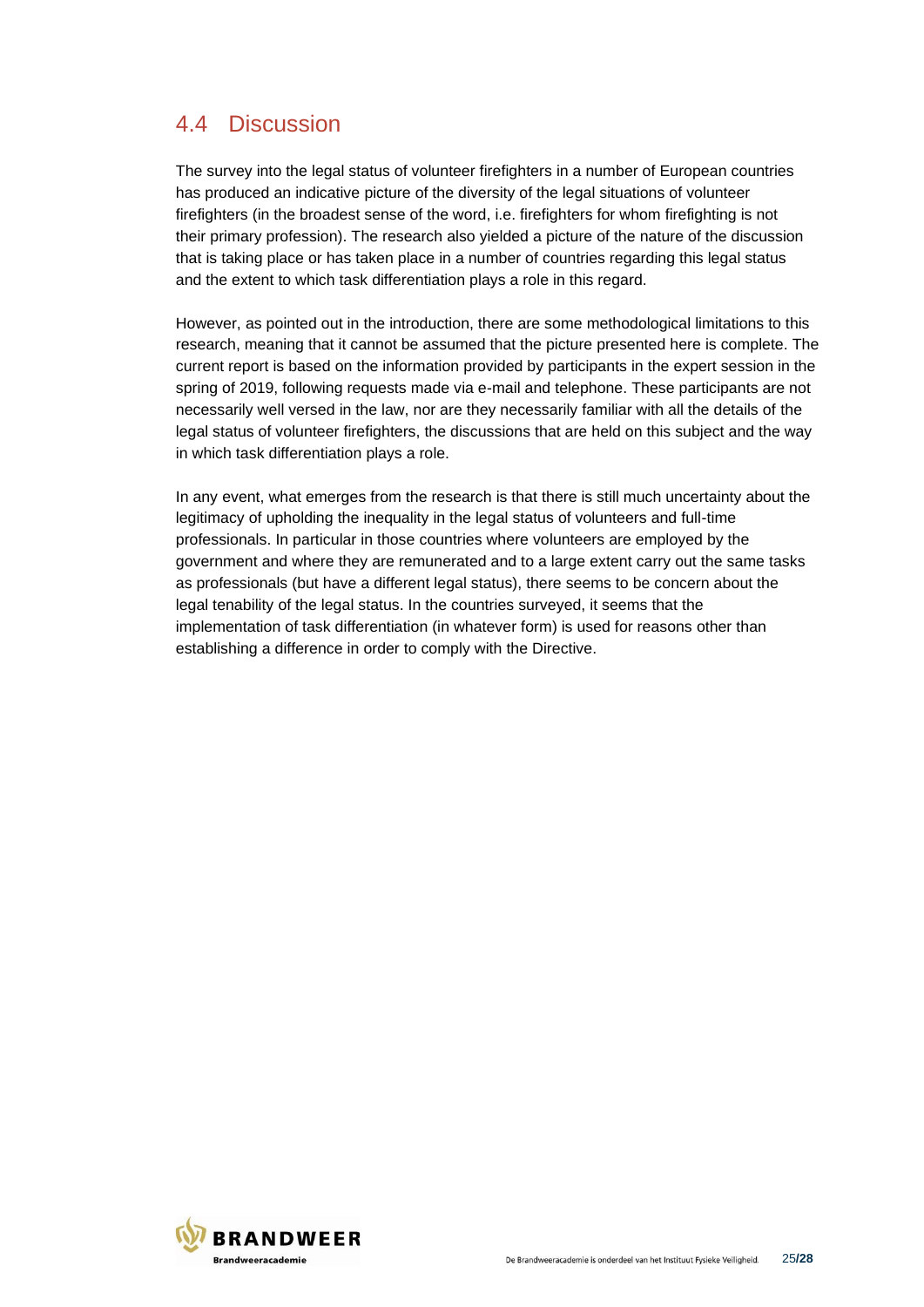## 4.4 Discussion

The survey into the legal status of volunteer firefighters in a number of European countries has produced an indicative picture of the diversity of the legal situations of volunteer firefighters (in the broadest sense of the word, i.e. firefighters for whom firefighting is not their primary profession). The research also yielded a picture of the nature of the discussion that is taking place or has taken place in a number of countries regarding this legal status and the extent to which task differentiation plays a role in this regard.

However, as pointed out in the introduction, there are some methodological limitations to this research, meaning that it cannot be assumed that the picture presented here is complete. The current report is based on the information provided by participants in the expert session in the spring of 2019, following requests made via e-mail and telephone. These participants are not necessarily well versed in the law, nor are they necessarily familiar with all the details of the legal status of volunteer firefighters, the discussions that are held on this subject and the way in which task differentiation plays a role.

In any event, what emerges from the research is that there is still much uncertainty about the legitimacy of upholding the inequality in the legal status of volunteers and full-time professionals. In particular in those countries where volunteers are employed by the government and where they are remunerated and to a large extent carry out the same tasks as professionals (but have a different legal status), there seems to be concern about the legal tenability of the legal status. In the countries surveyed, it seems that the implementation of task differentiation (in whatever form) is used for reasons other than establishing a difference in order to comply with the Directive.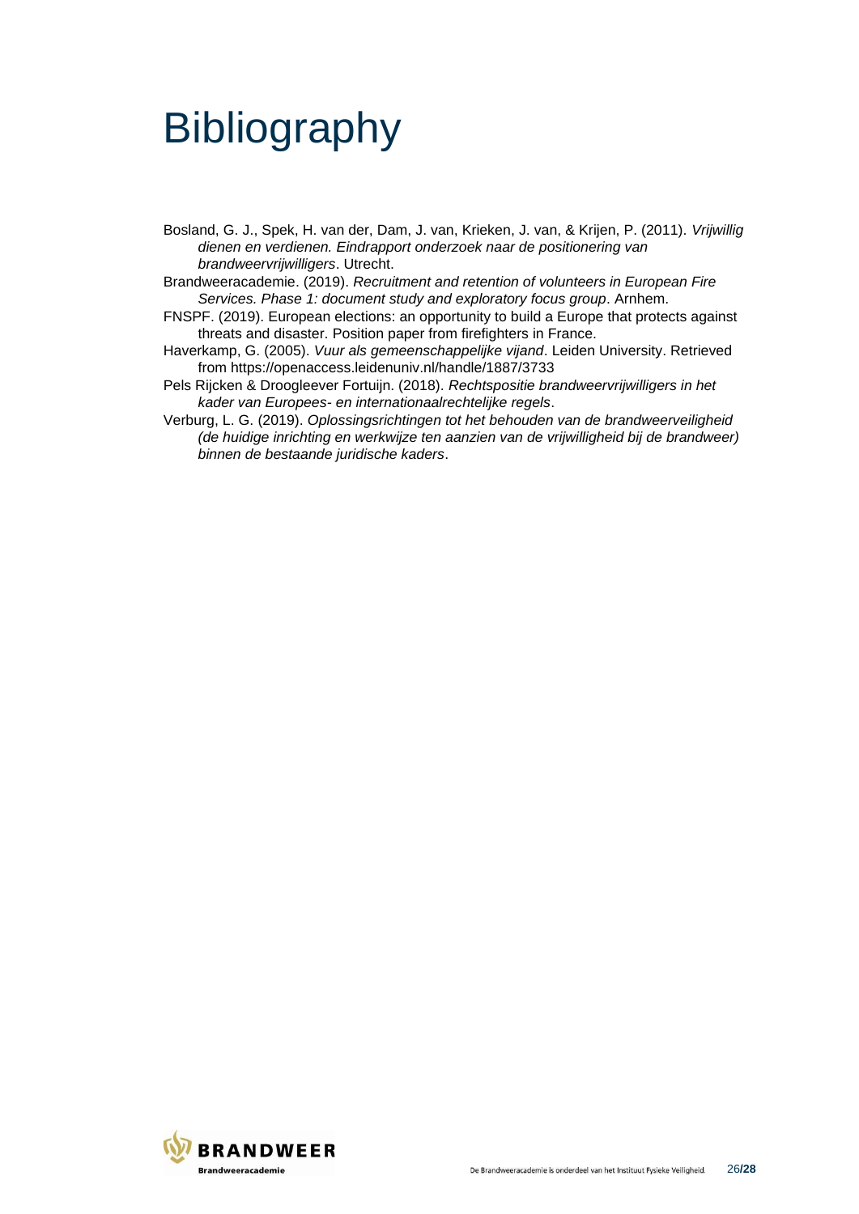# Bibliography

Bosland, G. J., Spek, H. van der, Dam, J. van, Krieken, J. van, & Krijen, P. (2011). *Vrijwillig dienen en verdienen. Eindrapport onderzoek naar de positionering van brandweervrijwilligers*. Utrecht.

Brandweeracademie. (2019). *Recruitment and retention of volunteers in European Fire Services. Phase 1: document study and exploratory focus group*. Arnhem.

FNSPF. (2019). European elections: an opportunity to build a Europe that protects against threats and disaster. Position paper from firefighters in France.

Haverkamp, G. (2005). *Vuur als gemeenschappelijke vijand*. Leiden University. Retrieved from https://openaccess.leidenuniv.nl/handle/1887/3733

Pels Rijcken & Droogleever Fortuijn. (2018). *Rechtspositie brandweervrijwilligers in het kader van Europees- en internationaalrechtelijke regels*.

Verburg, L. G. (2019). *Oplossingsrichtingen tot het behouden van de brandweerveiligheid (de huidige inrichting en werkwijze ten aanzien van de vrijwilligheid bij de brandweer) binnen de bestaande juridische kaders*.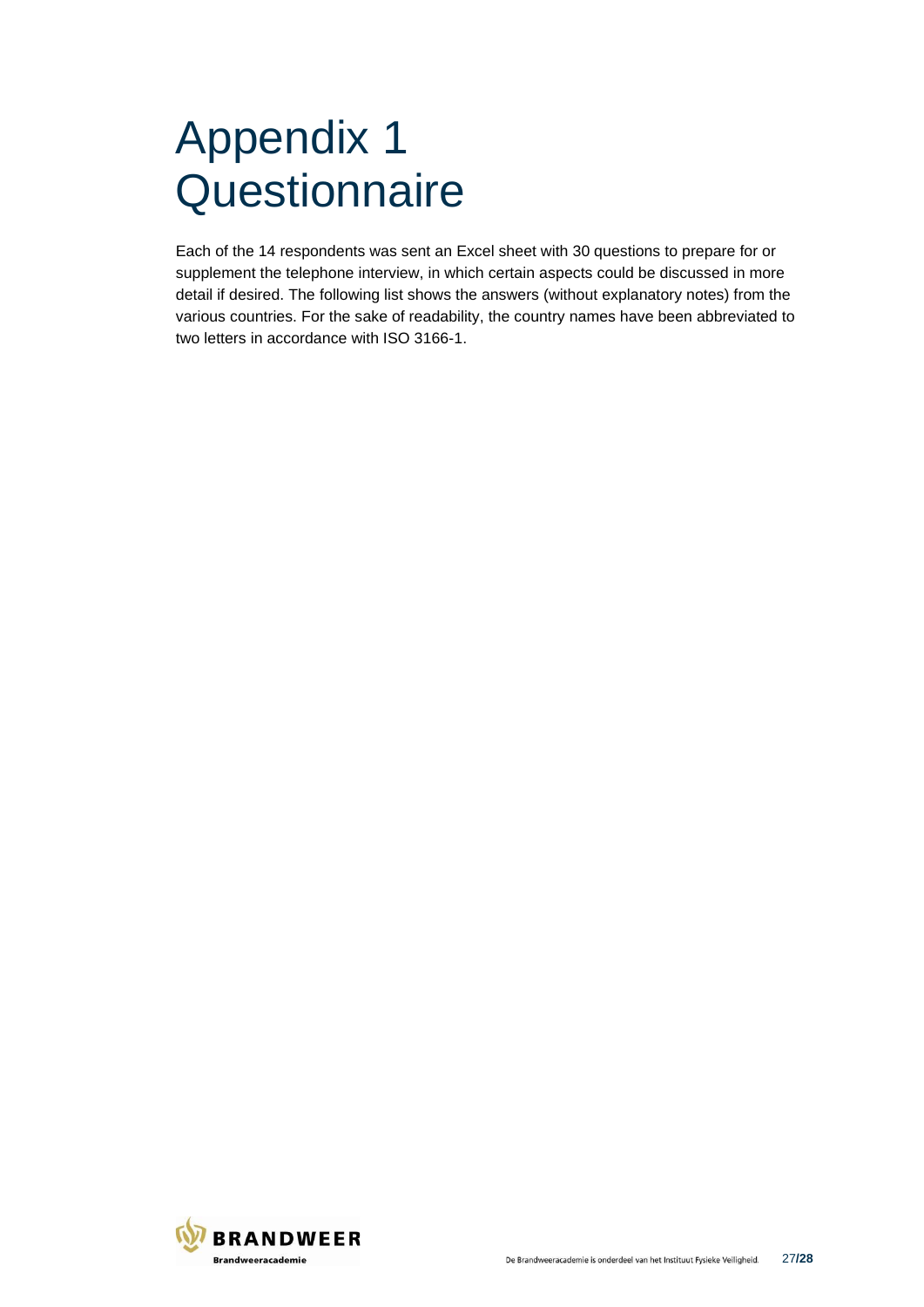# Appendix 1 Questionnaire

Each of the 14 respondents was sent an Excel sheet with 30 questions to prepare for or supplement the telephone interview, in which certain aspects could be discussed in more detail if desired. The following list shows the answers (without explanatory notes) from the various countries. For the sake of readability, the country names have been abbreviated to two letters in accordance with ISO 3166-1.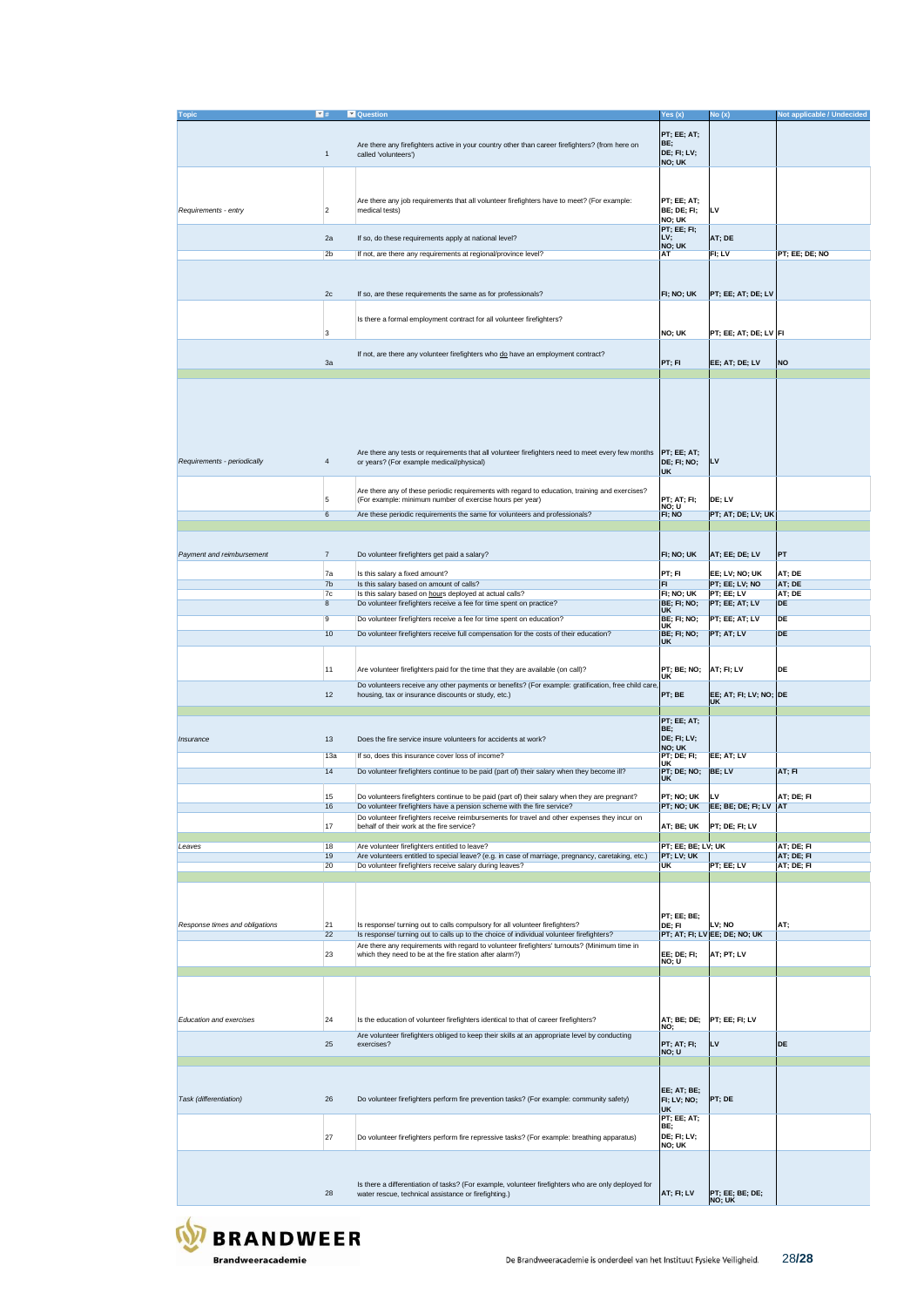| Topic | # | Question | Yes (x) | No (x) | Not applicable / Undecided |
|---|---|---|---|---|---|
| | 1 | Are there any firefighters active in your country other than career firefighters? (from here on called 'volunteers') | PT; EE; AT; BE; DE; FI; LV; NO; UK | | |
| Requirements - entry | 2 | Are there any job requirements that all volunteer firefighters have to meet? (For example: medical tests) | PT; EE; AT; BE; DE; FI; NO; UK | LV | |
| | 2a | If so, do these requirements apply at national level? | PT; EE; FI; LV; NO; UK | AT; DE | |
| | 2b | If not, are there any requirements at regional/province level? | AT | FI; LV | PT; EE; DE; NO |
| | 2c | If so, are these requirements the same as for professionals? | FI; NO; UK | PT; EE; AT; DE; LV | |
| | 3 | Is there a formal employment contract for all volunteer firefighters? | NO; UK | PT; EE; AT; DE; LV | FI |
| | 3a | If not, are there any volunteer firefighters who do have an employment contract? | PT; FI | EE; AT; DE; LV | NO |
| Requirements - periodically | 4 | Are there any tests or requirements that all volunteer firefighters need to meet every few months or years? (For example medical/physical) | PT; EE; AT; DE; FI; NO; UK | LV | |
| | 5 | Are there any of these periodic requirements with regard to education, training and exercises? (For example: minimum number of exercise hours per year) | PT; AT; FI; NO; U | DE; LV | |
| | 6 | Are these periodic requirements the same for volunteers and professionals? | FI; NO | PT; AT; DE; LV; UK | |
| Payment and reimbursement | 7 | Do volunteer firefighters get paid a salary? | FI; NO; UK | AT; EE; DE; LV | PT |
| | 7a | Is this salary a fixed amount? | PT; FI | EE; LV; NO; UK | AT; DE |
| | 7b | Is this salary based on amount of calls? | FI | PT; EE; LV; NO | AT; DE |
| | 7c | Is this salary based on hours deployed at actual calls? | FI; NO; UK | PT; EE; LV | AT; DE |
| | 8 | Do volunteer firefighters receive a fee for time spent on practice? | BE; FI; NO; UK | PT; EE; AT; LV | DE |
| | 9 | Do volunteer firefighters receive a fee for time spent on education? | BE; FI; NO; UK | PT; EE; AT; LV | DE |
| | 10 | Do volunteer firefighters receive full compensation for the costs of their education? | BE; FI; NO; UK | PT; AT; LV | DE |
| | 11 | Are volunteer firefighters paid for the time that they are available (on call)? | PT; BE; NO; UK | AT; FI; LV | DE |
| | 12 | Do volunteers receive any other payments or benefits? (For example: gratification, free child care, housing, tax or insurance discounts or study, etc.) | PT; BE | EE; AT; FI; LV; NO; UK | DE |
| Insurance | 13 | Does the fire service insure volunteers for accidents at work? | PT; EE; AT; BE; DE; FI; LV; NO; UK | | |
| | 13a | If so, does this insurance cover loss of income? | PT; DE; FI; UK | EE; AT; LV | |
| | 14 | Do volunteer firefighters continue to be paid (part of) their salary when they become ill? | PT; DE; NO; UK | BE; LV | AT; FI |
| | 15 | Do volunteers firefighters continue to be paid (part of) their salary when they are pregnant? | PT; NO; UK | LV | AT; DE; FI |
| | 16 | Do volunteer firefighters have a pension scheme with the fire service? | PT; NO; UK | EE; BE; DE; FI; LV | AT |
| | 17 | Do volunteer firefighters receive reimbursements for travel and other expenses they incur on behalf of their work at the fire service? | AT; BE; UK | PT; DE; FI; LV | |
| Leaves | 18 | Are volunteer firefighters entitled to leave? | PT; EE; BE; LV; UK | | AT; DE; FI |
| | 19 | Are volunteers entitled to special leave? (e.g. in case of marriage, pregnancy, caretaking, etc.) | PT; LV; UK | | AT; DE; FI |
| | 20 | Do volunteer firefighters receive salary during leaves? | UK | PT; EE; LV | AT; DE; FI |
| Response times and obligations | 21 | Is response/ turning out to calls compulsory for all volunteer firefighters? | PT; EE; BE; DE; FI | LV; NO | AT; |
| | 22 | Is response/ turning out to calls up to the choice of individual volunteer firefighters? | PT; AT; FI; LV | EE; DE; NO; UK | |
| | 23 | Are there any requirements with regard to volunteer firefighters' turnouts? (Minimum time in which they need to be at the fire station after alarm?) | EE; DE; FI; NO; U | AT; PT; LV | |
| Education and exercises | 24 | Is the education of volunteer firefighters identical to that of career firefighters? | AT; BE; DE; NO; | PT; EE; FI; LV | |
| | 25 | Are volunteer firefighters obliged to keep their skills at an appropriate level by conducting exercises? | PT; AT; FI; NO; U | LV | DE |
| Task (differentiation) | 26 | Do volunteer firefighters perform fire prevention tasks? (For example: community safety) | EE; AT; BE; FI; LV; NO; UK | PT; DE | |
| | 27 | Do volunteer firefighters perform fire repressive tasks? (For example: breathing apparatus) | PT; EE; AT; BE; DE; FI; LV; NO; UK | | |
| | 28 | Is there a differentiation of tasks? (For example, volunteer firefighters who are only deployed for water rescue, technical assistance or firefighting.) | AT; FI; LV | PT; EE; BE; DE; NO; UK | |

**BRANDWEER**
Brandweeracademie

De Brandweeracademie is onderdeel van het Instituut Fysieke Veiligheid.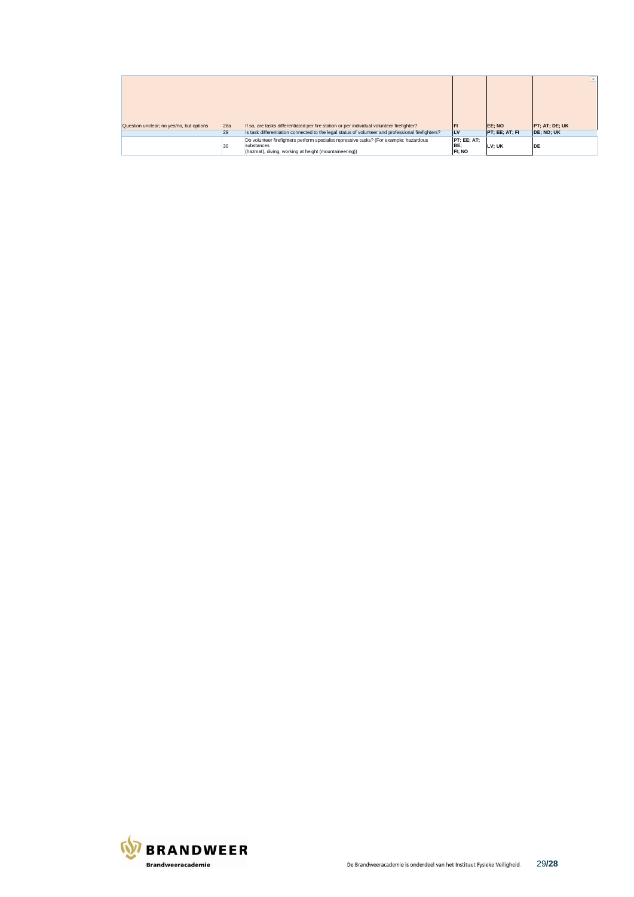| | | | | | |
|---|---|---|---|---|---|
| Question unclear; no yes/no, but options | 28a | If so, are tasks differentiated per fire station or per individual volunteer firefighter? | **FI** | **EE; NO** | **PT; AT; DE; UK** |
| | 29 | Is task differentiation connected to the legal status of volunteer and professional firefighters? | **LV** | **PT; EE; AT; FI** | **DE; NO; UK** |
| | 30 | Do volunteer firefighters perform specialist repressive tasks? (For example: hazardous substances (hazmat), diving, working at height (mountaineering)) | **PT; EE; AT; BE; FI; NO** | **LV; UK** | **DE** |

**BRANDWEER**
**Brandweeracademie**

De Brandweeracademie is onderdeel van het Instituut Fysieke Veiligheid.